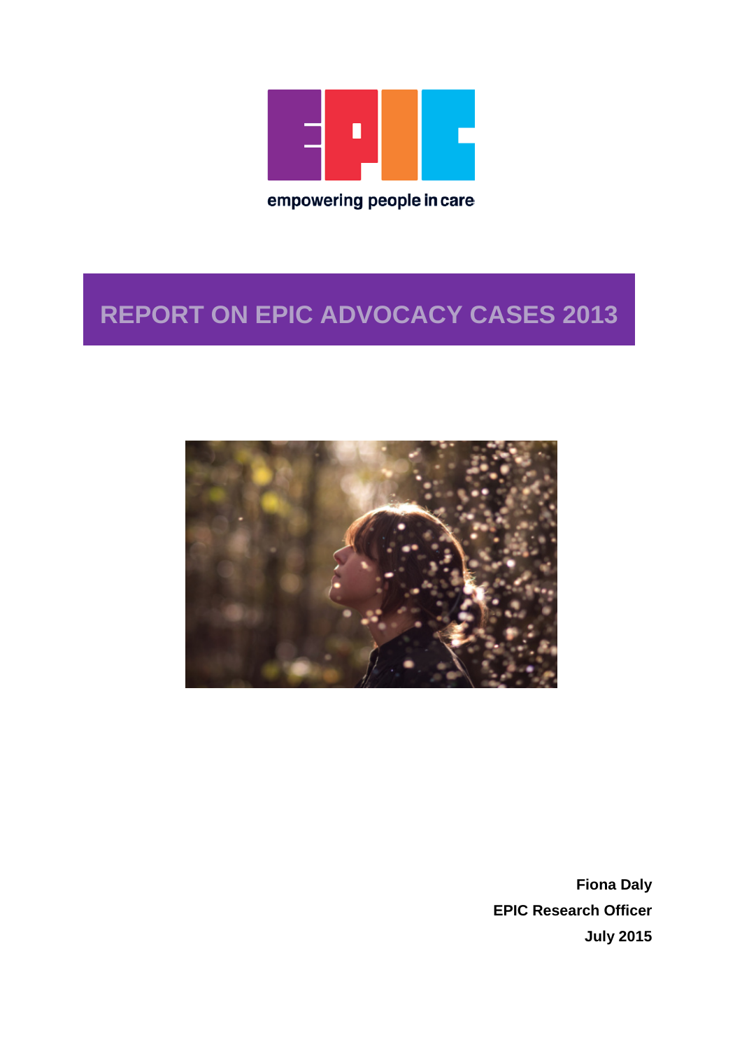empowering people in care

# REPORT ON EPIC ADVOCACY CASES 2013

**Fiona Daly**
**EPIC Research Officer**
**July 2015**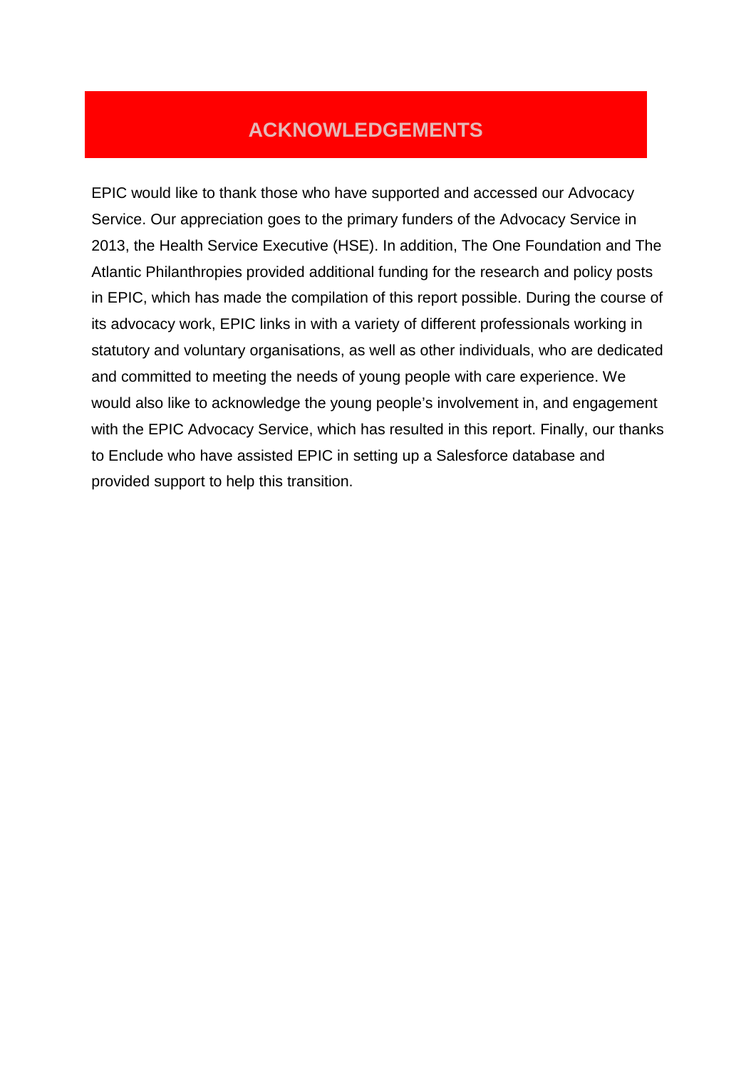# ACKNOWLEDGEMENTS

EPIC would like to thank those who have supported and accessed our Advocacy Service. Our appreciation goes to the primary funders of the Advocacy Service in 2013, the Health Service Executive (HSE). In addition, The One Foundation and The Atlantic Philanthropies provided additional funding for the research and policy posts in EPIC, which has made the compilation of this report possible. During the course of its advocacy work, EPIC links in with a variety of different professionals working in statutory and voluntary organisations, as well as other individuals, who are dedicated and committed to meeting the needs of young people with care experience. We would also like to acknowledge the young people's involvement in, and engagement with the EPIC Advocacy Service, which has resulted in this report. Finally, our thanks to Enclude who have assisted EPIC in setting up a Salesforce database and provided support to help this transition.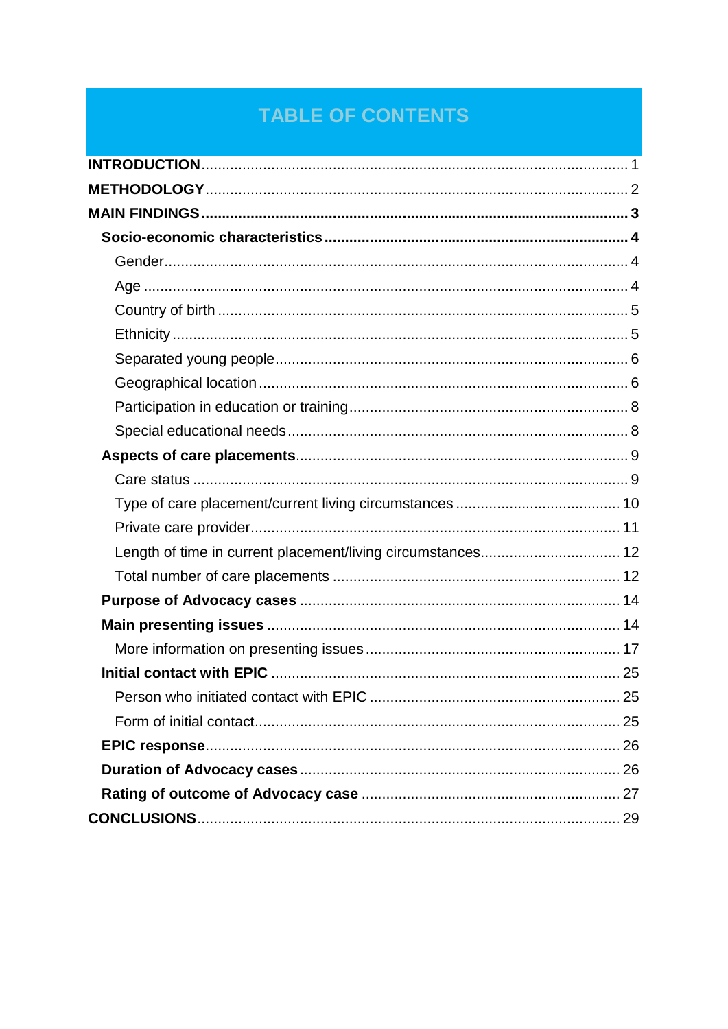# TABLE OF CONTENTS

**INTRODUCTION** ........ 1
**METHODOLOGY** ........ 2
**MAIN FINDINGS** ........ **3**

- **Socio-economic characteristics** ........ **4**
  - Gender ........ 4
  - Age ........ 4
  - Country of birth ........ 5
  - Ethnicity ........ 5
  - Separated young people ........ 6
  - Geographical location ........ 6
  - Participation in education or training ........ 8
  - Special educational needs ........ 8
- **Aspects of care placements** ........ 9
  - Care status ........ 9
  - Type of care placement/current living circumstances ........ 10
  - Private care provider ........ 11
  - Length of time in current placement/living circumstances ........ 12
  - Total number of care placements ........ 12
- **Purpose of Advocacy cases** ........ 14
- **Main presenting issues** ........ 14
  - More information on presenting issues ........ 17
- **Initial contact with EPIC** ........ 25
  - Person who initiated contact with EPIC ........ 25
  - Form of initial contact ........ 25
- **EPIC response** ........ 26
- **Duration of Advocacy cases** ........ 26
- **Rating of outcome of Advocacy case** ........ 27

**CONCLUSIONS** ........ 29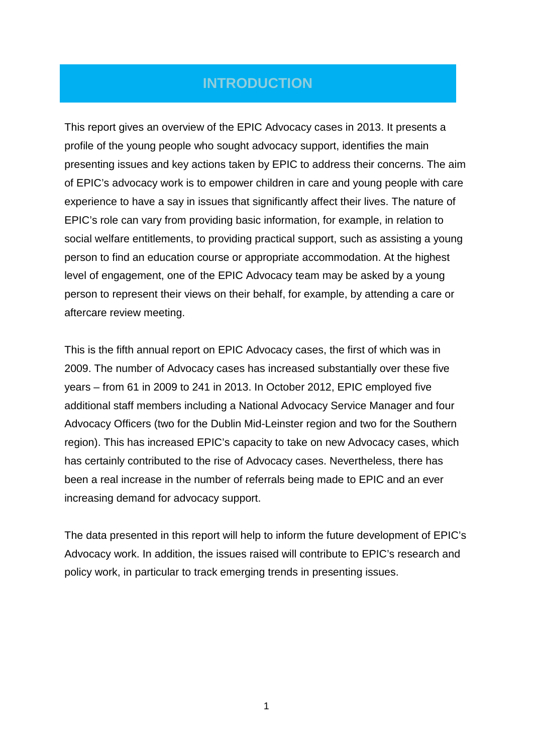# INTRODUCTION

This report gives an overview of the EPIC Advocacy cases in 2013. It presents a profile of the young people who sought advocacy support, identifies the main presenting issues and key actions taken by EPIC to address their concerns. The aim of EPIC's advocacy work is to empower children in care and young people with care experience to have a say in issues that significantly affect their lives. The nature of EPIC's role can vary from providing basic information, for example, in relation to social welfare entitlements, to providing practical support, such as assisting a young person to find an education course or appropriate accommodation. At the highest level of engagement, one of the EPIC Advocacy team may be asked by a young person to represent their views on their behalf, for example, by attending a care or aftercare review meeting.

This is the fifth annual report on EPIC Advocacy cases, the first of which was in 2009. The number of Advocacy cases has increased substantially over these five years – from 61 in 2009 to 241 in 2013. In October 2012, EPIC employed five additional staff members including a National Advocacy Service Manager and four Advocacy Officers (two for the Dublin Mid-Leinster region and two for the Southern region). This has increased EPIC's capacity to take on new Advocacy cases, which has certainly contributed to the rise of Advocacy cases. Nevertheless, there has been a real increase in the number of referrals being made to EPIC and an ever increasing demand for advocacy support.

The data presented in this report will help to inform the future development of EPIC's Advocacy work. In addition, the issues raised will contribute to EPIC's research and policy work, in particular to track emerging trends in presenting issues.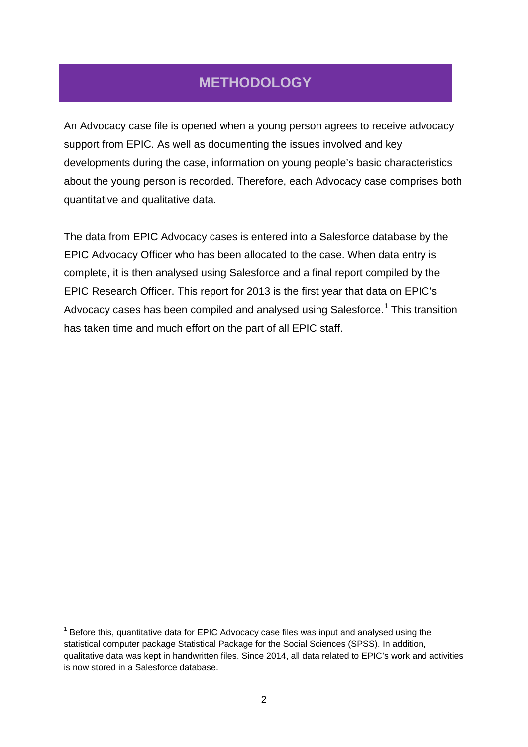# METHODOLOGY

An Advocacy case file is opened when a young person agrees to receive advocacy support from EPIC. As well as documenting the issues involved and key developments during the case, information on young people's basic characteristics about the young person is recorded. Therefore, each Advocacy case comprises both quantitative and qualitative data.

The data from EPIC Advocacy cases is entered into a Salesforce database by the EPIC Advocacy Officer who has been allocated to the case. When data entry is complete, it is then analysed using Salesforce and a final report compiled by the EPIC Research Officer. This report for 2013 is the first year that data on EPIC's Advocacy cases has been compiled and analysed using Salesforce.[1] This transition has taken time and much effort on the part of all EPIC staff.

[1] Before this, quantitative data for EPIC Advocacy case files was input and analysed using the statistical computer package Statistical Package for the Social Sciences (SPSS). In addition, qualitative data was kept in handwritten files. Since 2014, all data related to EPIC's work and activities is now stored in a Salesforce database.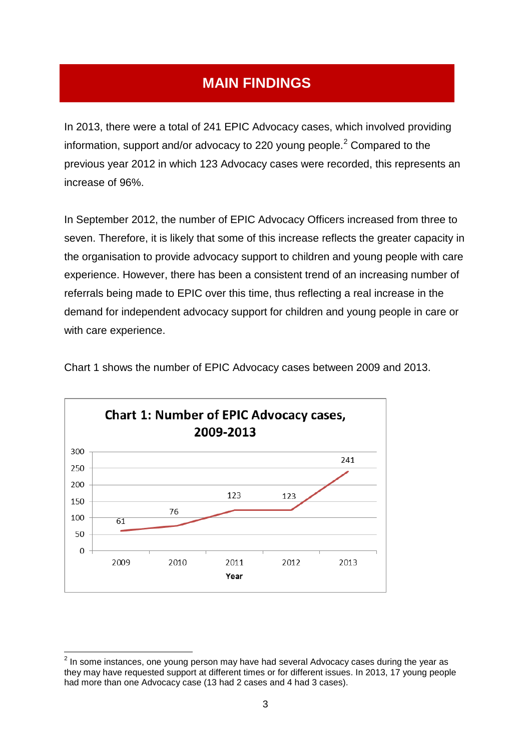## MAIN FINDINGS

In 2013, there were a total of 241 EPIC Advocacy cases, which involved providing information, support and/or advocacy to 220 young people.[2] Compared to the previous year 2012 in which 123 Advocacy cases were recorded, this represents an increase of 96%.

In September 2012, the number of EPIC Advocacy Officers increased from three to seven. Therefore, it is likely that some of this increase reflects the greater capacity in the organisation to provide advocacy support to children and young people with care experience. However, there has been a consistent trend of an increasing number of referrals being made to EPIC over this time, thus reflecting a real increase in the demand for independent advocacy support for children and young people in care or with care experience.

Chart 1 shows the number of EPIC Advocacy cases between 2009 and 2013.

**Chart 1: Number of EPIC Advocacy cases, 2009-2013**

| Year | Number of cases |
|---|---|
| 2009 | 61 |
| 2010 | 76 |
| 2011 | 123 |
| 2012 | 123 |
| 2013 | 241 |

[2] In some instances, one young person may have had several Advocacy cases during the year as they may have requested support at different times or for different issues. In 2013, 17 young people had more than one Advocacy case (13 had 2 cases and 4 had 3 cases).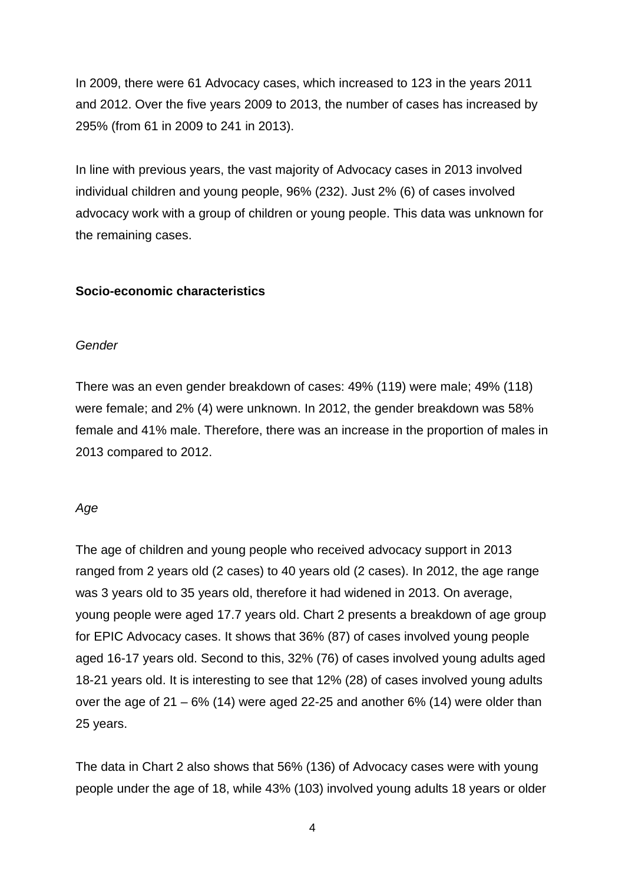In 2009, there were 61 Advocacy cases, which increased to 123 in the years 2011 and 2012. Over the five years 2009 to 2013, the number of cases has increased by 295% (from 61 in 2009 to 241 in 2013).

In line with previous years, the vast majority of Advocacy cases in 2013 involved individual children and young people, 96% (232). Just 2% (6) of cases involved advocacy work with a group of children or young people. This data was unknown for the remaining cases.

**Socio-economic characteristics**

*Gender*

There was an even gender breakdown of cases: 49% (119) were male; 49% (118) were female; and 2% (4) were unknown. In 2012, the gender breakdown was 58% female and 41% male. Therefore, there was an increase in the proportion of males in 2013 compared to 2012.

*Age*

The age of children and young people who received advocacy support in 2013 ranged from 2 years old (2 cases) to 40 years old (2 cases). In 2012, the age range was 3 years old to 35 years old, therefore it had widened in 2013. On average, young people were aged 17.7 years old. Chart 2 presents a breakdown of age group for EPIC Advocacy cases. It shows that 36% (87) of cases involved young people aged 16-17 years old. Second to this, 32% (76) of cases involved young adults aged 18-21 years old. It is interesting to see that 12% (28) of cases involved young adults over the age of 21 – 6% (14) were aged 22-25 and another 6% (14) were older than 25 years.

The data in Chart 2 also shows that 56% (136) of Advocacy cases were with young people under the age of 18, while 43% (103) involved young adults 18 years or older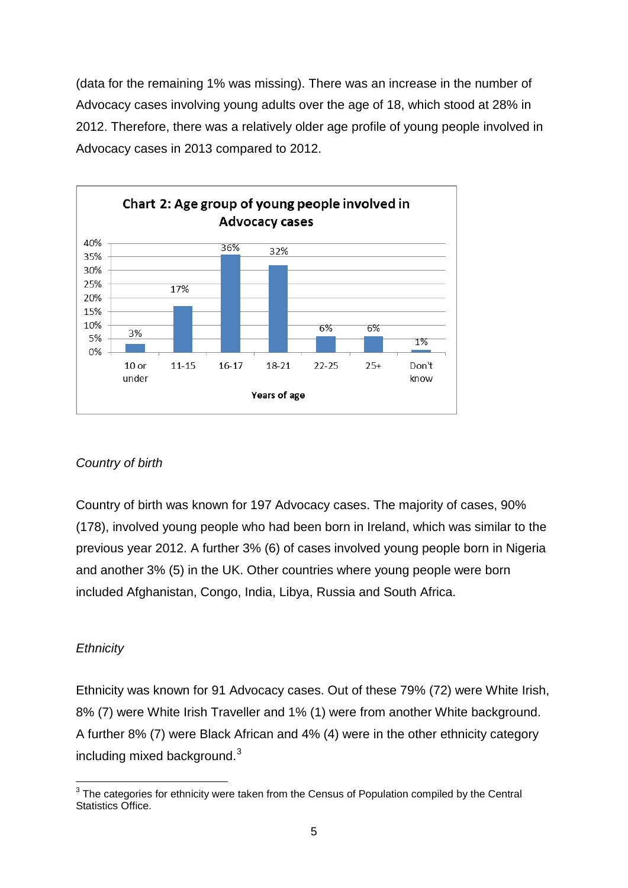(data for the remaining 1% was missing). There was an increase in the number of Advocacy cases involving young adults over the age of 18, which stood at 28% in 2012. Therefore, there was a relatively older age profile of young people involved in Advocacy cases in 2013 compared to 2012.

**Chart 2: Age group of young people involved in Advocacy cases**

| Years of age | % |
|---|---|
| 10 or under | 3% |
| 11-15 | 17% |
| 16-17 | 36% |
| 18-21 | 32% |
| 22-25 | 6% |
| 25+ | 6% |
| Don't know | 1% |

*Country of birth*

Country of birth was known for 197 Advocacy cases. The majority of cases, 90% (178), involved young people who had been born in Ireland, which was similar to the previous year 2012. A further 3% (6) of cases involved young people born in Nigeria and another 3% (5) in the UK. Other countries where young people were born included Afghanistan, Congo, India, Libya, Russia and South Africa.

*Ethnicity*

Ethnicity was known for 91 Advocacy cases. Out of these 79% (72) were White Irish, 8% (7) were White Irish Traveller and 1% (1) were from another White background. A further 8% (7) were Black African and 4% (4) were in the other ethnicity category including mixed background.[3]

[3] The categories for ethnicity were taken from the Census of Population compiled by the Central Statistics Office.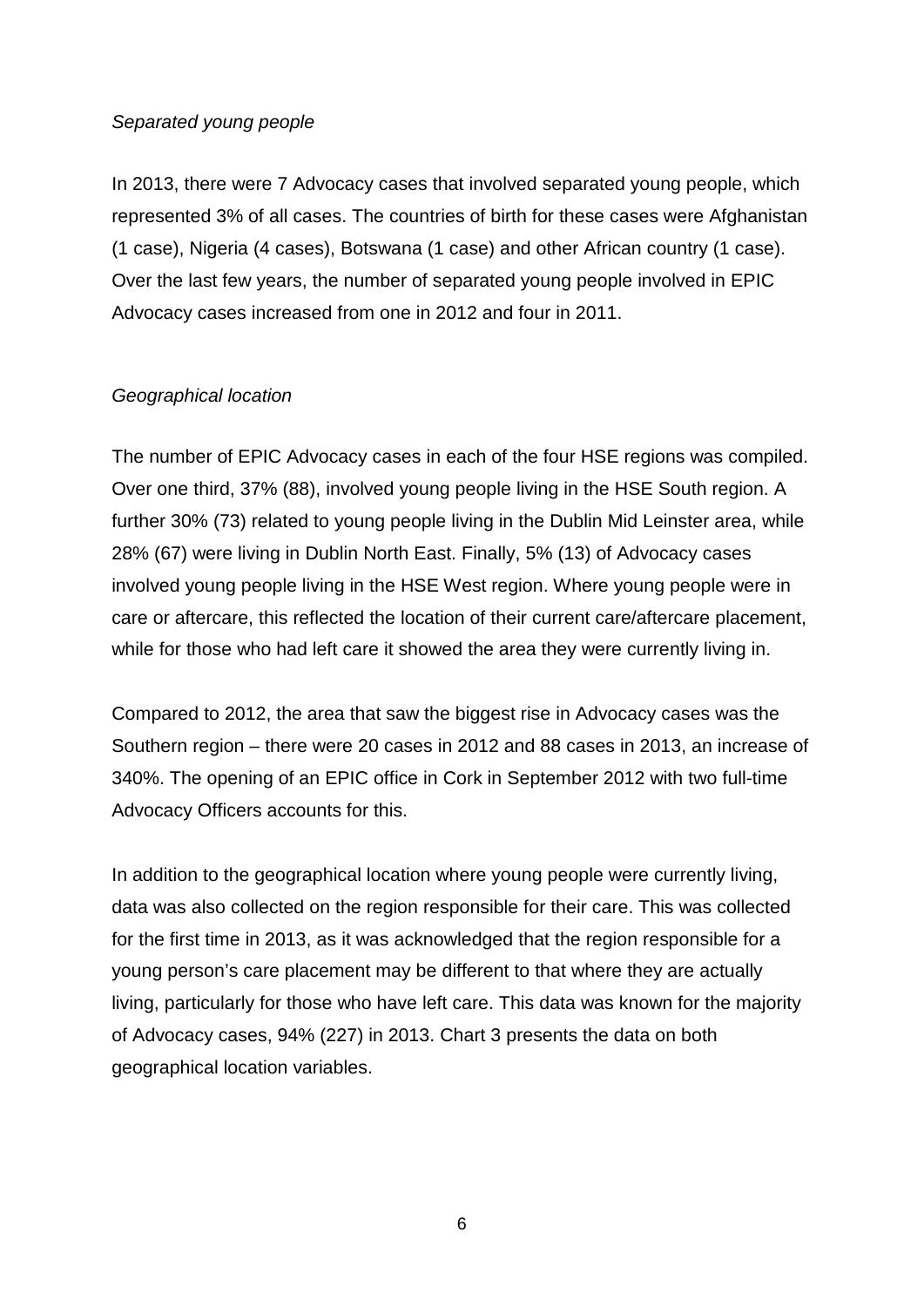*Separated young people*

In 2013, there were 7 Advocacy cases that involved separated young people, which represented 3% of all cases. The countries of birth for these cases were Afghanistan (1 case), Nigeria (4 cases), Botswana (1 case) and other African country (1 case). Over the last few years, the number of separated young people involved in EPIC Advocacy cases increased from one in 2012 and four in 2011.

*Geographical location*

The number of EPIC Advocacy cases in each of the four HSE regions was compiled. Over one third, 37% (88), involved young people living in the HSE South region. A further 30% (73) related to young people living in the Dublin Mid Leinster area, while 28% (67) were living in Dublin North East. Finally, 5% (13) of Advocacy cases involved young people living in the HSE West region. Where young people were in care or aftercare, this reflected the location of their current care/aftercare placement, while for those who had left care it showed the area they were currently living in.

Compared to 2012, the area that saw the biggest rise in Advocacy cases was the Southern region – there were 20 cases in 2012 and 88 cases in 2013, an increase of 340%. The opening of an EPIC office in Cork in September 2012 with two full-time Advocacy Officers accounts for this.

In addition to the geographical location where young people were currently living, data was also collected on the region responsible for their care. This was collected for the first time in 2013, as it was acknowledged that the region responsible for a young person's care placement may be different to that where they are actually living, particularly for those who have left care. This data was known for the majority of Advocacy cases, 94% (227) in 2013. Chart 3 presents the data on both geographical location variables.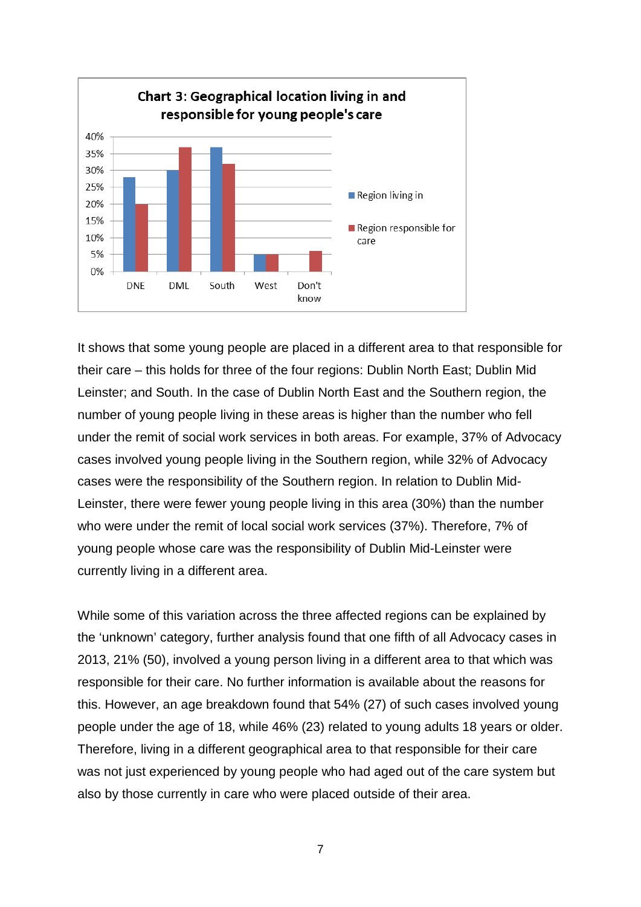**Chart 3: Geographical location living in and responsible for young people's care**

It shows that some young people are placed in a different area to that responsible for their care – this holds for three of the four regions: Dublin North East; Dublin Mid Leinster; and South. In the case of Dublin North East and the Southern region, the number of young people living in these areas is higher than the number who fell under the remit of social work services in both areas. For example, 37% of Advocacy cases involved young people living in the Southern region, while 32% of Advocacy cases were the responsibility of the Southern region. In relation to Dublin Mid-Leinster, there were fewer young people living in this area (30%) than the number who were under the remit of local social work services (37%). Therefore, 7% of young people whose care was the responsibility of Dublin Mid-Leinster were currently living in a different area.

While some of this variation across the three affected regions can be explained by the 'unknown' category, further analysis found that one fifth of all Advocacy cases in 2013, 21% (50), involved a young person living in a different area to that which was responsible for their care. No further information is available about the reasons for this. However, an age breakdown found that 54% (27) of such cases involved young people under the age of 18, while 46% (23) related to young adults 18 years or older. Therefore, living in a different geographical area to that responsible for their care was not just experienced by young people who had aged out of the care system but also by those currently in care who were placed outside of their area.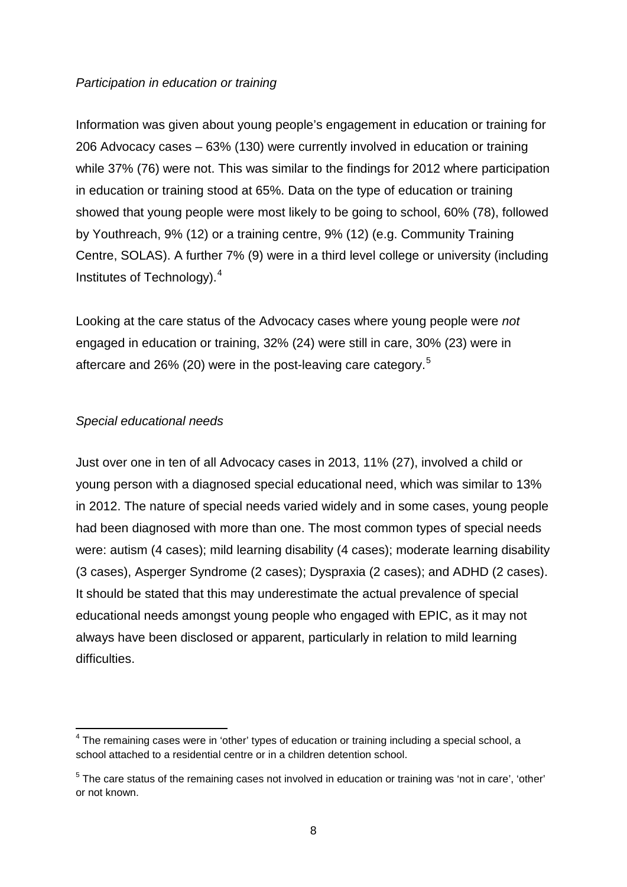*Participation in education or training*

Information was given about young people's engagement in education or training for 206 Advocacy cases – 63% (130) were currently involved in education or training while 37% (76) were not. This was similar to the findings for 2012 where participation in education or training stood at 65%. Data on the type of education or training showed that young people were most likely to be going to school, 60% (78), followed by Youthreach, 9% (12) or a training centre, 9% (12) (e.g. Community Training Centre, SOLAS). A further 7% (9) were in a third level college or university (including Institutes of Technology).[4]

Looking at the care status of the Advocacy cases where young people were *not* engaged in education or training, 32% (24) were still in care, 30% (23) were in aftercare and 26% (20) were in the post-leaving care category.[5]

*Special educational needs*

Just over one in ten of all Advocacy cases in 2013, 11% (27), involved a child or young person with a diagnosed special educational need, which was similar to 13% in 2012. The nature of special needs varied widely and in some cases, young people had been diagnosed with more than one. The most common types of special needs were: autism (4 cases); mild learning disability (4 cases); moderate learning disability (3 cases), Asperger Syndrome (2 cases); Dyspraxia (2 cases); and ADHD (2 cases). It should be stated that this may underestimate the actual prevalence of special educational needs amongst young people who engaged with EPIC, as it may not always have been disclosed or apparent, particularly in relation to mild learning difficulties.

---

[4] The remaining cases were in 'other' types of education or training including a special school, a school attached to a residential centre or in a children detention school.

[5] The care status of the remaining cases not involved in education or training was 'not in care', 'other' or not known.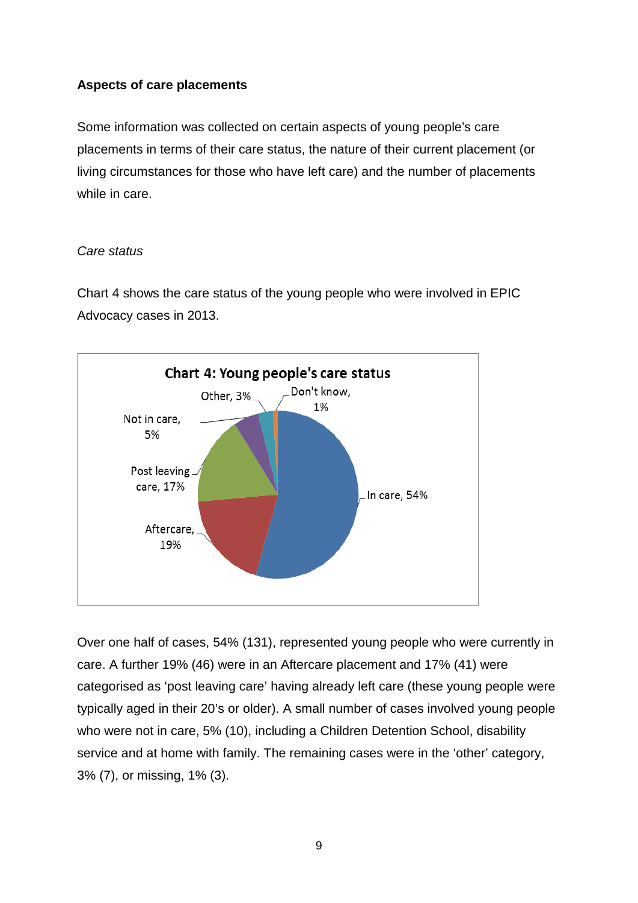**Aspects of care placements**

Some information was collected on certain aspects of young people's care placements in terms of their care status, the nature of their current placement (or living circumstances for those who have left care) and the number of placements while in care.

*Care status*

Chart 4 shows the care status of the young people who were involved in EPIC Advocacy cases in 2013.

**Chart 4: Young people's care status**

In care, 54%
Aftercare, 19%
Post leaving care, 17%
Not in care, 5%
Other, 3%
Don't know, 1%

Over one half of cases, 54% (131), represented young people who were currently in care. A further 19% (46) were in an Aftercare placement and 17% (41) were categorised as 'post leaving care' having already left care (these young people were typically aged in their 20's or older). A small number of cases involved young people who were not in care, 5% (10), including a Children Detention School, disability service and at home with family. The remaining cases were in the 'other' category, 3% (7), or missing, 1% (3).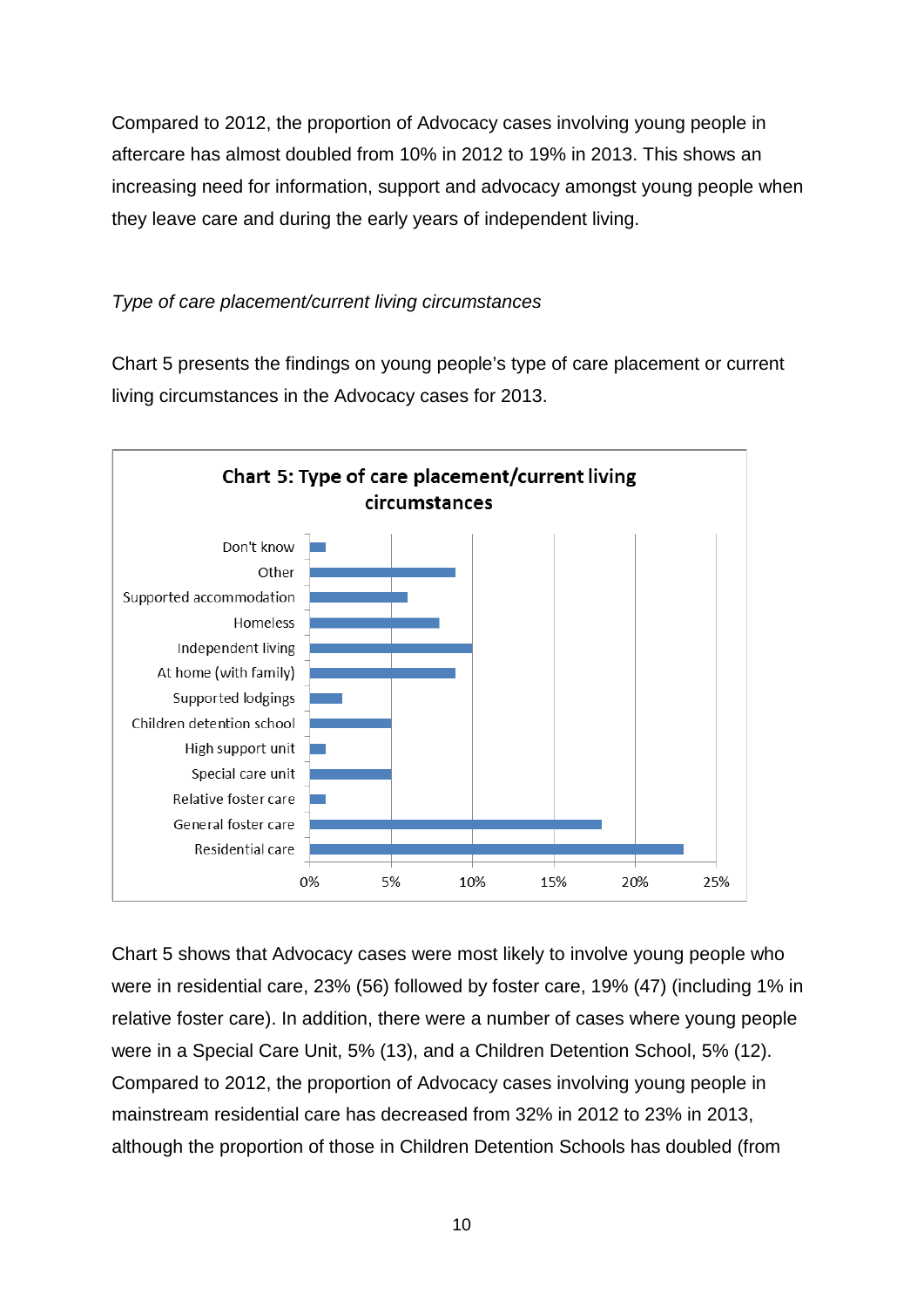Compared to 2012, the proportion of Advocacy cases involving young people in aftercare has almost doubled from 10% in 2012 to 19% in 2013. This shows an increasing need for information, support and advocacy amongst young people when they leave care and during the early years of independent living.

*Type of care placement/current living circumstances*

Chart 5 presents the findings on young people's type of care placement or current living circumstances in the Advocacy cases for 2013.

**Chart 5: Type of care placement/current living circumstances**

| Category | Approx. % |
|---|---|
| Don't know | 1% |
| Other | 9% |
| Supported accommodation | 6% |
| Homeless | 8% |
| Independent living | 10% |
| At home (with family) | 9% |
| Supported lodgings | 2% |
| Children detention school | 5% |
| High support unit | 1% |
| Special care unit | 5% |
| Relative foster care | 1% |
| General foster care | 18% |
| Residential care | 23% |

Chart 5 shows that Advocacy cases were most likely to involve young people who were in residential care, 23% (56) followed by foster care, 19% (47) (including 1% in relative foster care). In addition, there were a number of cases where young people were in a Special Care Unit, 5% (13), and a Children Detention School, 5% (12). Compared to 2012, the proportion of Advocacy cases involving young people in mainstream residential care has decreased from 32% in 2012 to 23% in 2013, although the proportion of those in Children Detention Schools has doubled (from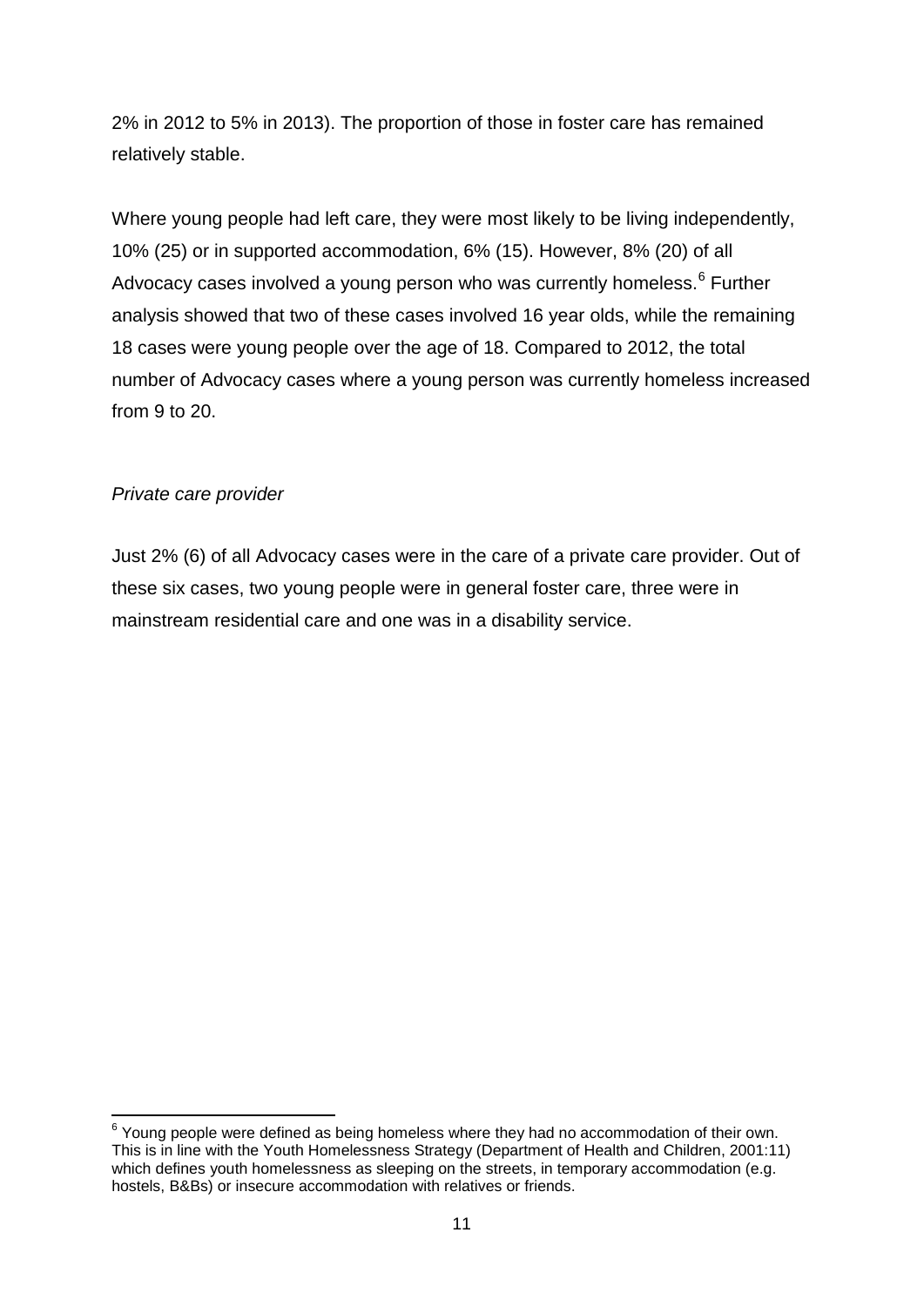2% in 2012 to 5% in 2013). The proportion of those in foster care has remained relatively stable.

Where young people had left care, they were most likely to be living independently, 10% (25) or in supported accommodation, 6% (15). However, 8% (20) of all Advocacy cases involved a young person who was currently homeless.[6] Further analysis showed that two of these cases involved 16 year olds, while the remaining 18 cases were young people over the age of 18. Compared to 2012, the total number of Advocacy cases where a young person was currently homeless increased from 9 to 20.

*Private care provider*

Just 2% (6) of all Advocacy cases were in the care of a private care provider. Out of these six cases, two young people were in general foster care, three were in mainstream residential care and one was in a disability service.

---

[6] Young people were defined as being homeless where they had no accommodation of their own. This is in line with the Youth Homelessness Strategy (Department of Health and Children, 2001:11) which defines youth homelessness as sleeping on the streets, in temporary accommodation (e.g. hostels, B&Bs) or insecure accommodation with relatives or friends.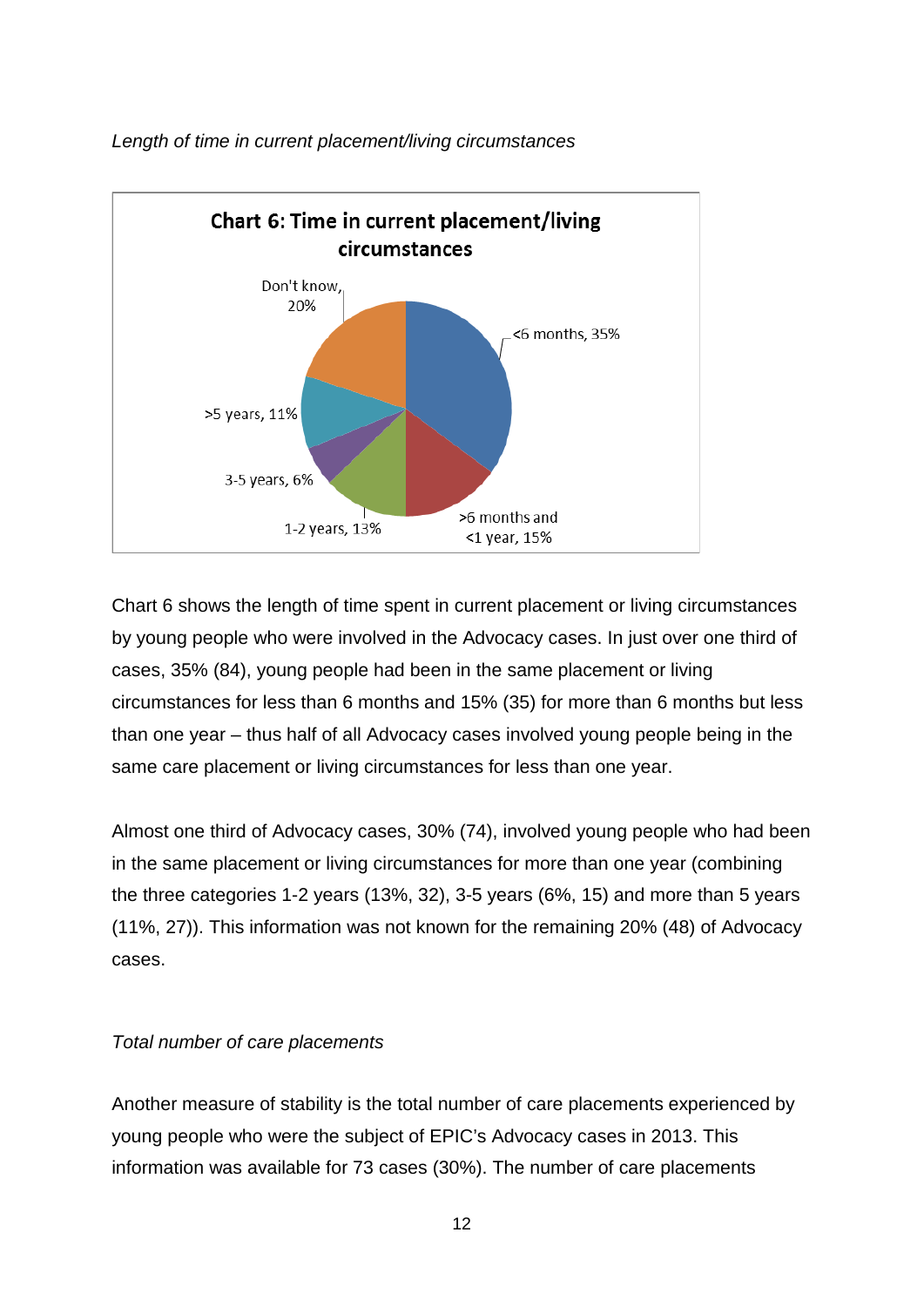*Length of time in current placement/living circumstances*

**Chart 6: Time in current placement/living circumstances**

Don't know, 20%

<6 months, 35%

>5 years, 11%

3-5 years, 6%

1-2 years, 13%

>6 months and <1 year, 15%

Chart 6 shows the length of time spent in current placement or living circumstances by young people who were involved in the Advocacy cases. In just over one third of cases, 35% (84), young people had been in the same placement or living circumstances for less than 6 months and 15% (35) for more than 6 months but less than one year – thus half of all Advocacy cases involved young people being in the same care placement or living circumstances for less than one year.

Almost one third of Advocacy cases, 30% (74), involved young people who had been in the same placement or living circumstances for more than one year (combining the three categories 1-2 years (13%, 32), 3-5 years (6%, 15) and more than 5 years (11%, 27)). This information was not known for the remaining 20% (48) of Advocacy cases.

*Total number of care placements*

Another measure of stability is the total number of care placements experienced by young people who were the subject of EPIC's Advocacy cases in 2013. This information was available for 73 cases (30%). The number of care placements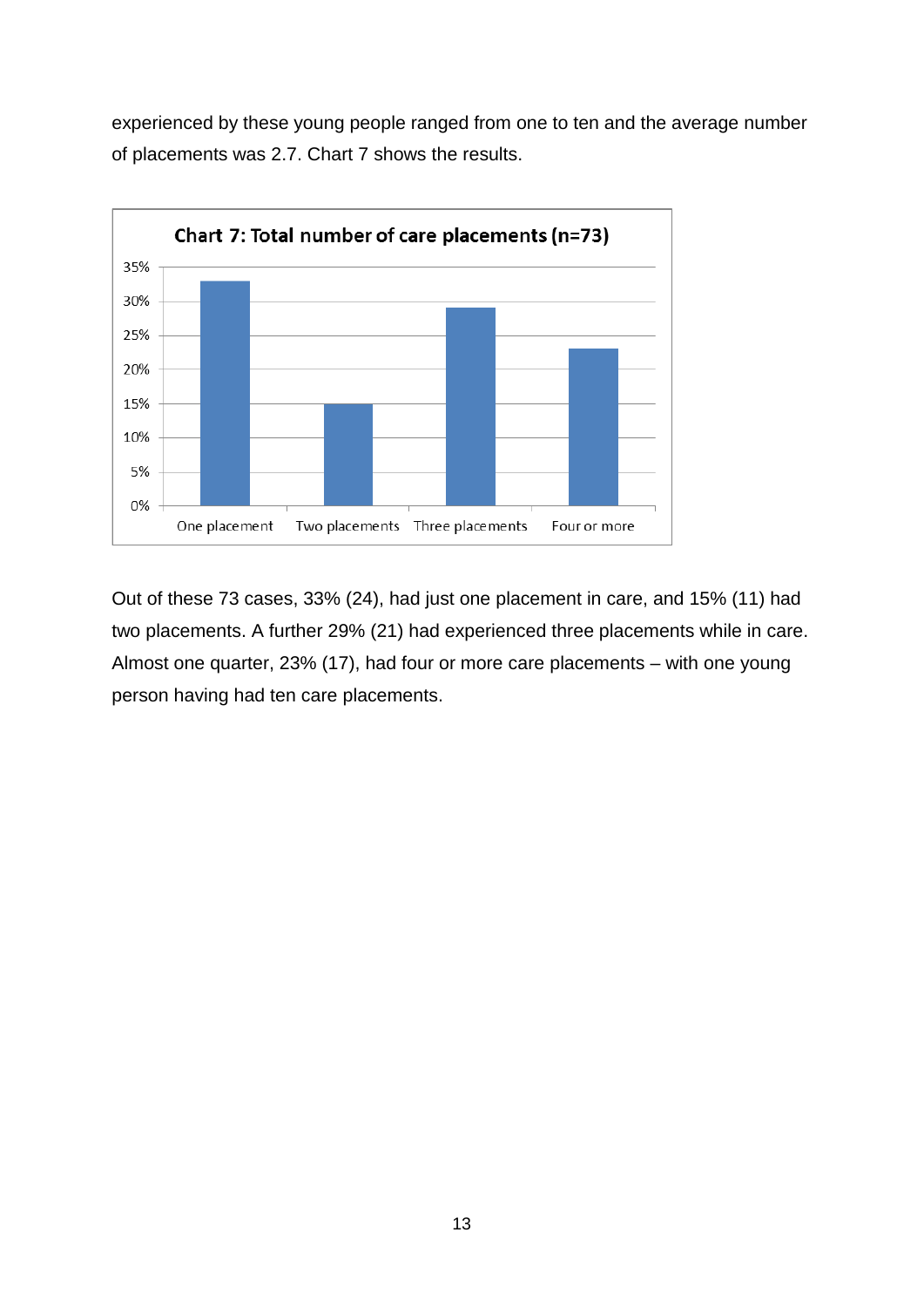experienced by these young people ranged from one to ten and the average number of placements was 2.7. Chart 7 shows the results.

**Chart 7: Total number of care placements (n=73)**

| Number of placements | Percentage |
|---|---|
| One placement | 33% |
| Two placements | 15% |
| Three placements | 29% |
| Four or more | 23% |

Out of these 73 cases, 33% (24), had just one placement in care, and 15% (11) had two placements. A further 29% (21) had experienced three placements while in care. Almost one quarter, 23% (17), had four or more care placements – with one young person having had ten care placements.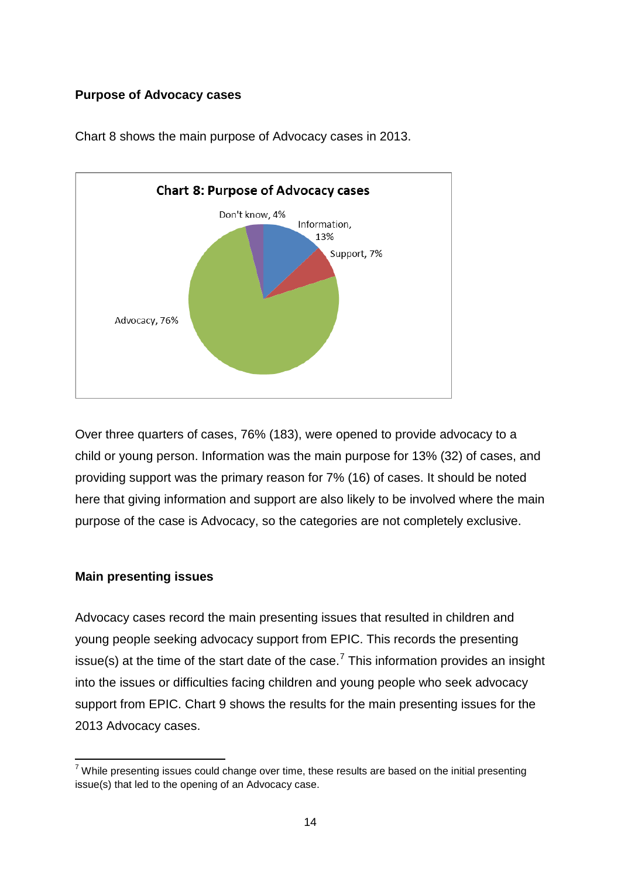**Purpose of Advocacy cases**

Chart 8 shows the main purpose of Advocacy cases in 2013.

Over three quarters of cases, 76% (183), were opened to provide advocacy to a child or young person. Information was the main purpose for 13% (32) of cases, and providing support was the primary reason for 7% (16) of cases. It should be noted here that giving information and support are also likely to be involved where the main purpose of the case is Advocacy, so the categories are not completely exclusive.

**Main presenting issues**

Advocacy cases record the main presenting issues that resulted in children and young people seeking advocacy support from EPIC. This records the presenting issue(s) at the time of the start date of the case.[7] This information provides an insight into the issues or difficulties facing children and young people who seek advocacy support from EPIC. Chart 9 shows the results for the main presenting issues for the 2013 Advocacy cases.

[7] While presenting issues could change over time, these results are based on the initial presenting issue(s) that led to the opening of an Advocacy case.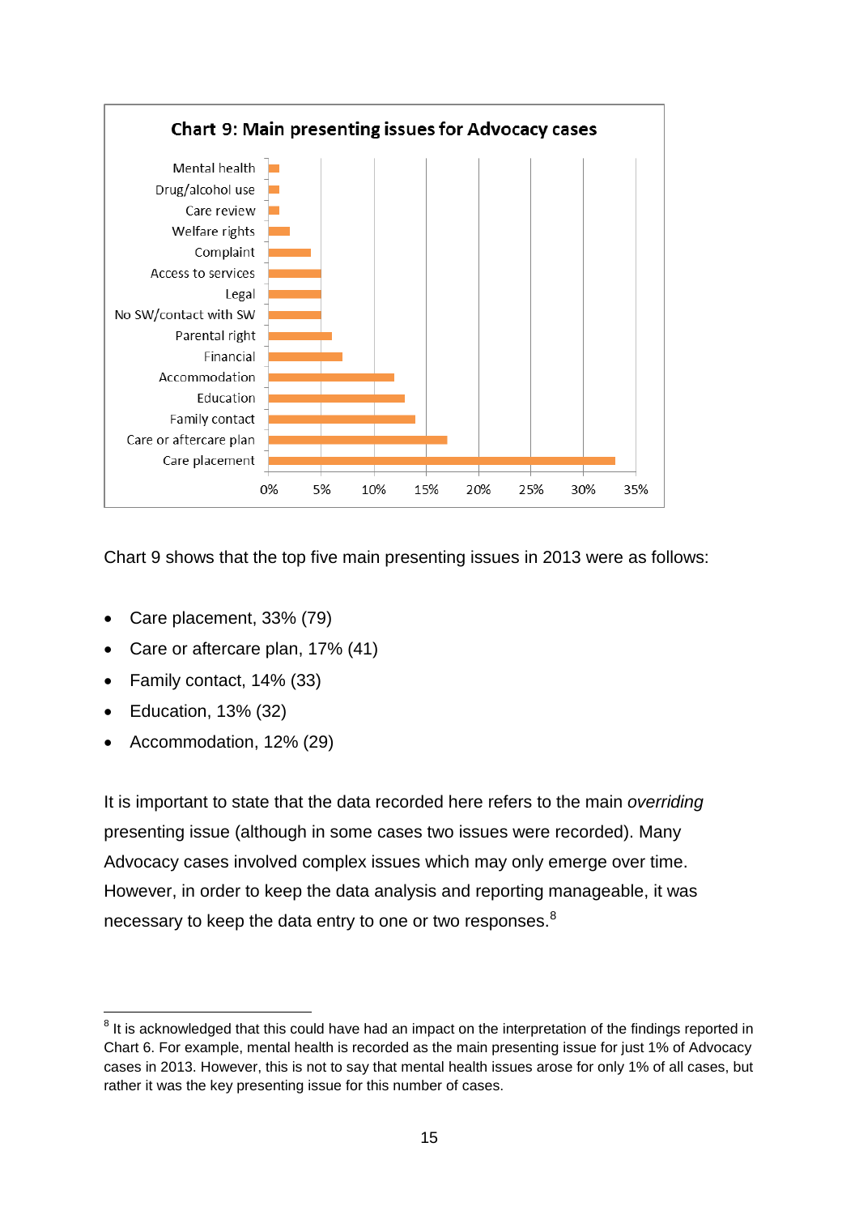**Chart 9: Main presenting issues for Advocacy cases**

| Issue | Percentage (approx.) |
|---|---|
| Mental health | 1% |
| Drug/alcohol use | 1% |
| Care review | 1% |
| Welfare rights | 2% |
| Complaint | 4% |
| Access to services | 5% |
| Legal | 5% |
| No SW/contact with SW | 5% |
| Parental right | 6% |
| Financial | 7% |
| Accommodation | 12% |
| Education | 13% |
| Family contact | 14% |
| Care or aftercare plan | 17% |
| Care placement | 33% |

Chart 9 shows that the top five main presenting issues in 2013 were as follows:

- Care placement, 33% (79)
- Care or aftercare plan, 17% (41)
- Family contact, 14% (33)
- Education, 13% (32)
- Accommodation, 12% (29)

It is important to state that the data recorded here refers to the main *overriding* presenting issue (although in some cases two issues were recorded). Many Advocacy cases involved complex issues which may only emerge over time. However, in order to keep the data analysis and reporting manageable, it was necessary to keep the data entry to one or two responses.[8]

[8] It is acknowledged that this could have had an impact on the interpretation of the findings reported in Chart 6. For example, mental health is recorded as the main presenting issue for just 1% of Advocacy cases in 2013. However, this is not to say that mental health issues arose for only 1% of all cases, but rather it was the key presenting issue for this number of cases.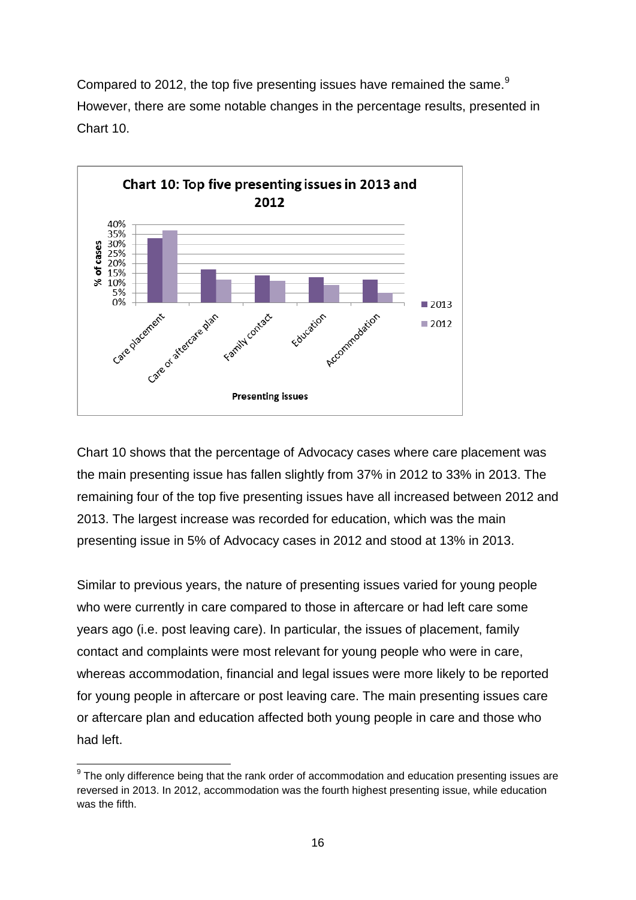Compared to 2012, the top five presenting issues have remained the same.[9] However, there are some notable changes in the percentage results, presented in Chart 10.

**Chart 10: Top five presenting issues in 2013 and 2012**

Chart 10 shows that the percentage of Advocacy cases where care placement was the main presenting issue has fallen slightly from 37% in 2012 to 33% in 2013. The remaining four of the top five presenting issues have all increased between 2012 and 2013. The largest increase was recorded for education, which was the main presenting issue in 5% of Advocacy cases in 2012 and stood at 13% in 2013.

Similar to previous years, the nature of presenting issues varied for young people who were currently in care compared to those in aftercare or had left care some years ago (i.e. post leaving care). In particular, the issues of placement, family contact and complaints were most relevant for young people who were in care, whereas accommodation, financial and legal issues were more likely to be reported for young people in aftercare or post leaving care. The main presenting issues care or aftercare plan and education affected both young people in care and those who had left.

[9] The only difference being that the rank order of accommodation and education presenting issues are reversed in 2013. In 2012, accommodation was the fourth highest presenting issue, while education was the fifth.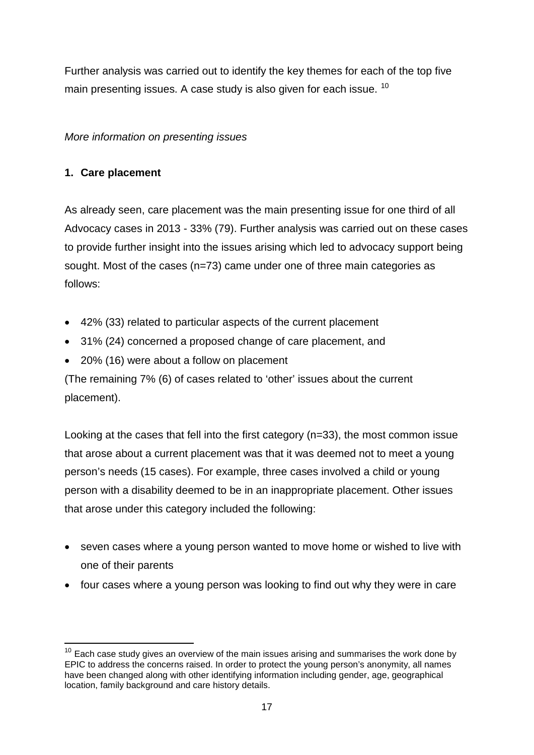Further analysis was carried out to identify the key themes for each of the top five main presenting issues. A case study is also given for each issue. [10]

*More information on presenting issues*

**1. Care placement**

As already seen, care placement was the main presenting issue for one third of all Advocacy cases in 2013 - 33% (79). Further analysis was carried out on these cases to provide further insight into the issues arising which led to advocacy support being sought. Most of the cases (n=73) came under one of three main categories as follows:

- 42% (33) related to particular aspects of the current placement
- 31% (24) concerned a proposed change of care placement, and
- 20% (16) were about a follow on placement

(The remaining 7% (6) of cases related to 'other' issues about the current placement).

Looking at the cases that fell into the first category (n=33), the most common issue that arose about a current placement was that it was deemed not to meet a young person's needs (15 cases). For example, three cases involved a child or young person with a disability deemed to be in an inappropriate placement. Other issues that arose under this category included the following:

- seven cases where a young person wanted to move home or wished to live with one of their parents
- four cases where a young person was looking to find out why they were in care

[10] Each case study gives an overview of the main issues arising and summarises the work done by EPIC to address the concerns raised. In order to protect the young person's anonymity, all names have been changed along with other identifying information including gender, age, geographical location, family background and care history details.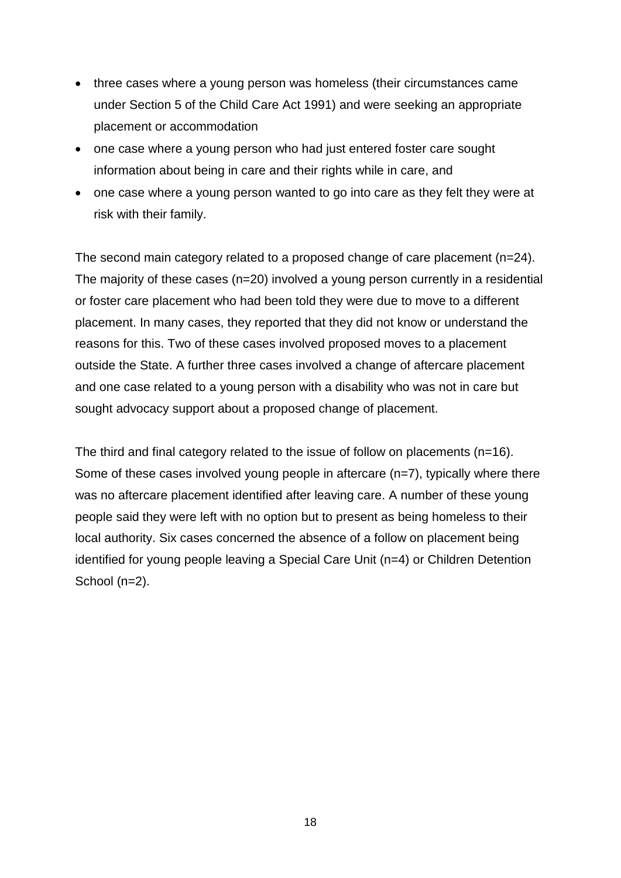- three cases where a young person was homeless (their circumstances came under Section 5 of the Child Care Act 1991) and were seeking an appropriate placement or accommodation
- one case where a young person who had just entered foster care sought information about being in care and their rights while in care, and
- one case where a young person wanted to go into care as they felt they were at risk with their family.

The second main category related to a proposed change of care placement (n=24). The majority of these cases (n=20) involved a young person currently in a residential or foster care placement who had been told they were due to move to a different placement. In many cases, they reported that they did not know or understand the reasons for this. Two of these cases involved proposed moves to a placement outside the State. A further three cases involved a change of aftercare placement and one case related to a young person with a disability who was not in care but sought advocacy support about a proposed change of placement.

The third and final category related to the issue of follow on placements (n=16). Some of these cases involved young people in aftercare (n=7), typically where there was no aftercare placement identified after leaving care. A number of these young people said they were left with no option but to present as being homeless to their local authority. Six cases concerned the absence of a follow on placement being identified for young people leaving a Special Care Unit (n=4) or Children Detention School (n=2).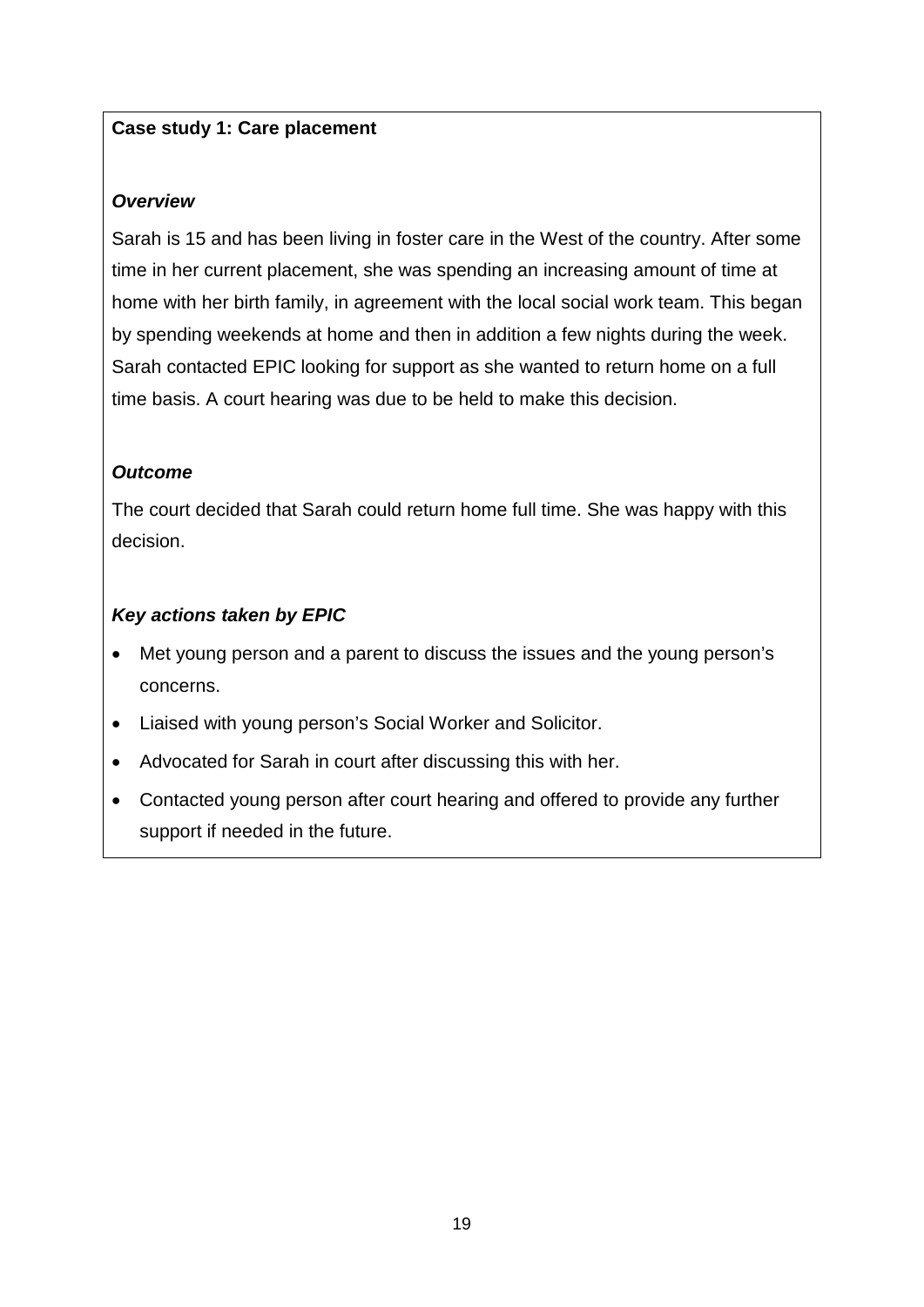**Case study 1: Care placement**

***Overview***

Sarah is 15 and has been living in foster care in the West of the country. After some time in her current placement, she was spending an increasing amount of time at home with her birth family, in agreement with the local social work team. This began by spending weekends at home and then in addition a few nights during the week. Sarah contacted EPIC looking for support as she wanted to return home on a full time basis. A court hearing was due to be held to make this decision.

***Outcome***

The court decided that Sarah could return home full time. She was happy with this decision.

***Key actions taken by EPIC***

- Met young person and a parent to discuss the issues and the young person's concerns.
- Liaised with young person's Social Worker and Solicitor.
- Advocated for Sarah in court after discussing this with her.
- Contacted young person after court hearing and offered to provide any further support if needed in the future.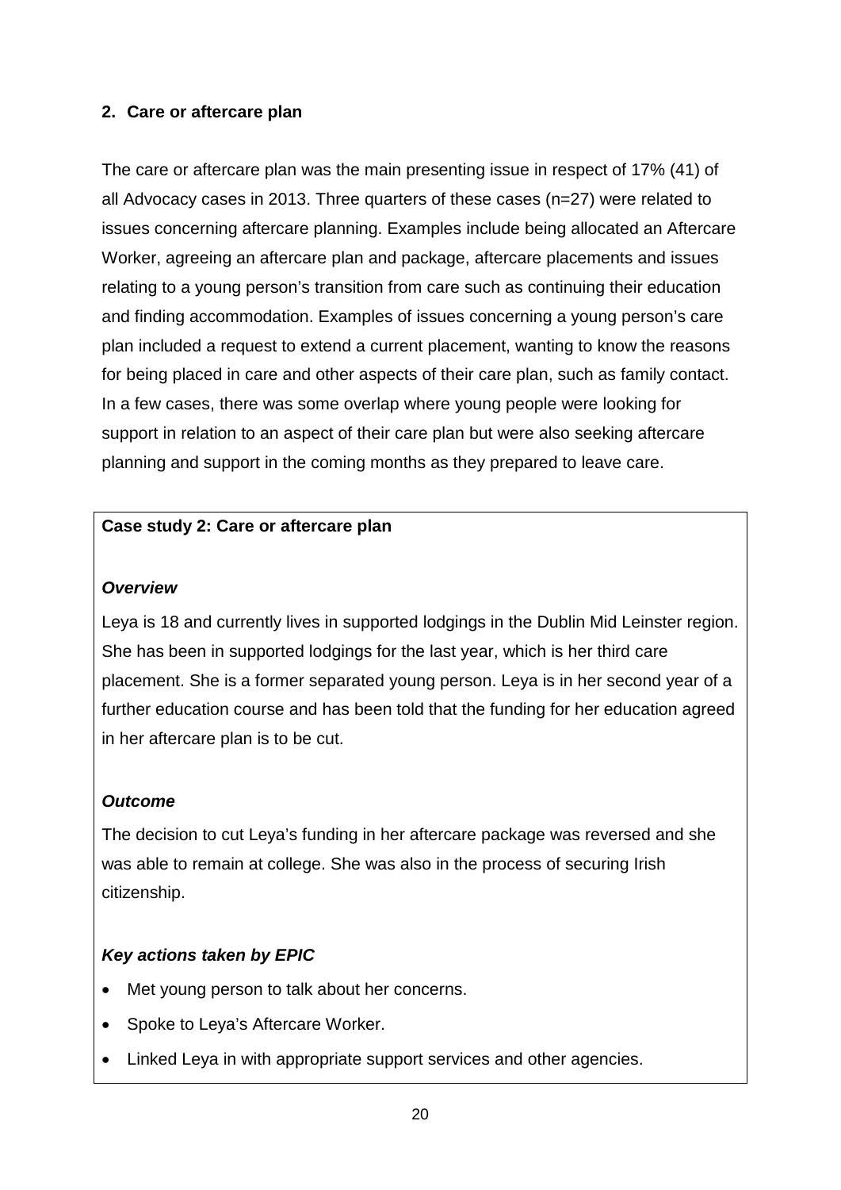## 2. Care or aftercare plan

The care or aftercare plan was the main presenting issue in respect of 17% (41) of all Advocacy cases in 2013. Three quarters of these cases (n=27) were related to issues concerning aftercare planning. Examples include being allocated an Aftercare Worker, agreeing an aftercare plan and package, aftercare placements and issues relating to a young person's transition from care such as continuing their education and finding accommodation. Examples of issues concerning a young person's care plan included a request to extend a current placement, wanting to know the reasons for being placed in care and other aspects of their care plan, such as family contact. In a few cases, there was some overlap where young people were looking for support in relation to an aspect of their care plan but were also seeking aftercare planning and support in the coming months as they prepared to leave care.

**Case study 2: Care or aftercare plan**

***Overview***

Leya is 18 and currently lives in supported lodgings in the Dublin Mid Leinster region. She has been in supported lodgings for the last year, which is her third care placement. She is a former separated young person. Leya is in her second year of a further education course and has been told that the funding for her education agreed in her aftercare plan is to be cut.

***Outcome***

The decision to cut Leya's funding in her aftercare package was reversed and she was able to remain at college. She was also in the process of securing Irish citizenship.

***Key actions taken by EPIC***

- Met young person to talk about her concerns.
- Spoke to Leya's Aftercare Worker.
- Linked Leya in with appropriate support services and other agencies.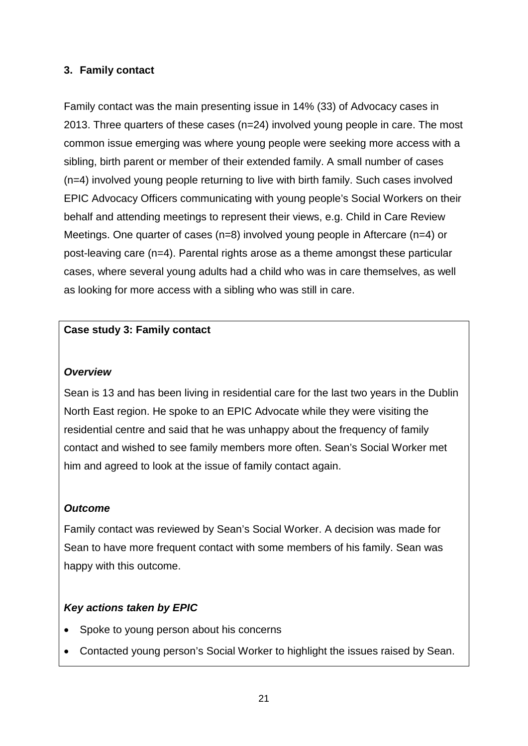## 3. Family contact

Family contact was the main presenting issue in 14% (33) of Advocacy cases in 2013. Three quarters of these cases (n=24) involved young people in care. The most common issue emerging was where young people were seeking more access with a sibling, birth parent or member of their extended family. A small number of cases (n=4) involved young people returning to live with birth family. Such cases involved EPIC Advocacy Officers communicating with young people's Social Workers on their behalf and attending meetings to represent their views, e.g. Child in Care Review Meetings. One quarter of cases (n=8) involved young people in Aftercare (n=4) or post-leaving care (n=4). Parental rights arose as a theme amongst these particular cases, where several young adults had a child who was in care themselves, as well as looking for more access with a sibling who was still in care.

**Case study 3: Family contact**

***Overview***

Sean is 13 and has been living in residential care for the last two years in the Dublin North East region. He spoke to an EPIC Advocate while they were visiting the residential centre and said that he was unhappy about the frequency of family contact and wished to see family members more often. Sean's Social Worker met him and agreed to look at the issue of family contact again.

***Outcome***

Family contact was reviewed by Sean's Social Worker. A decision was made for Sean to have more frequent contact with some members of his family. Sean was happy with this outcome.

***Key actions taken by EPIC***

- Spoke to young person about his concerns
- Contacted young person's Social Worker to highlight the issues raised by Sean.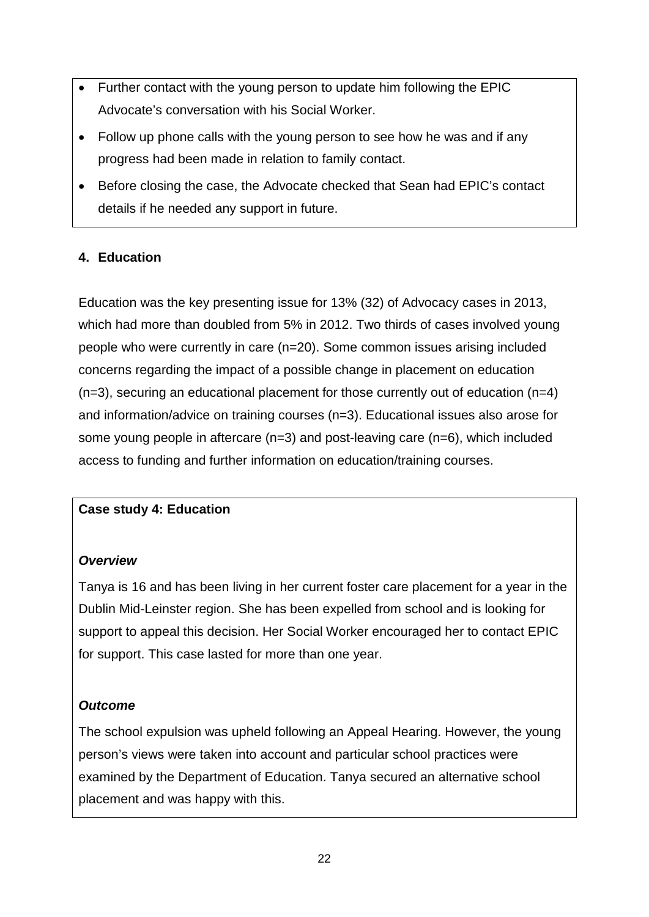- Further contact with the young person to update him following the EPIC Advocate's conversation with his Social Worker.
- Follow up phone calls with the young person to see how he was and if any progress had been made in relation to family contact.
- Before closing the case, the Advocate checked that Sean had EPIC's contact details if he needed any support in future.

## 4. Education

Education was the key presenting issue for 13% (32) of Advocacy cases in 2013, which had more than doubled from 5% in 2012. Two thirds of cases involved young people who were currently in care (n=20). Some common issues arising included concerns regarding the impact of a possible change in placement on education (n=3), securing an educational placement for those currently out of education (n=4) and information/advice on training courses (n=3). Educational issues also arose for some young people in aftercare (n=3) and post-leaving care (n=6), which included access to funding and further information on education/training courses.

**Case study 4: Education**

***Overview***

Tanya is 16 and has been living in her current foster care placement for a year in the Dublin Mid-Leinster region. She has been expelled from school and is looking for support to appeal this decision. Her Social Worker encouraged her to contact EPIC for support. This case lasted for more than one year.

***Outcome***

The school expulsion was upheld following an Appeal Hearing. However, the young person's views were taken into account and particular school practices were examined by the Department of Education. Tanya secured an alternative school placement and was happy with this.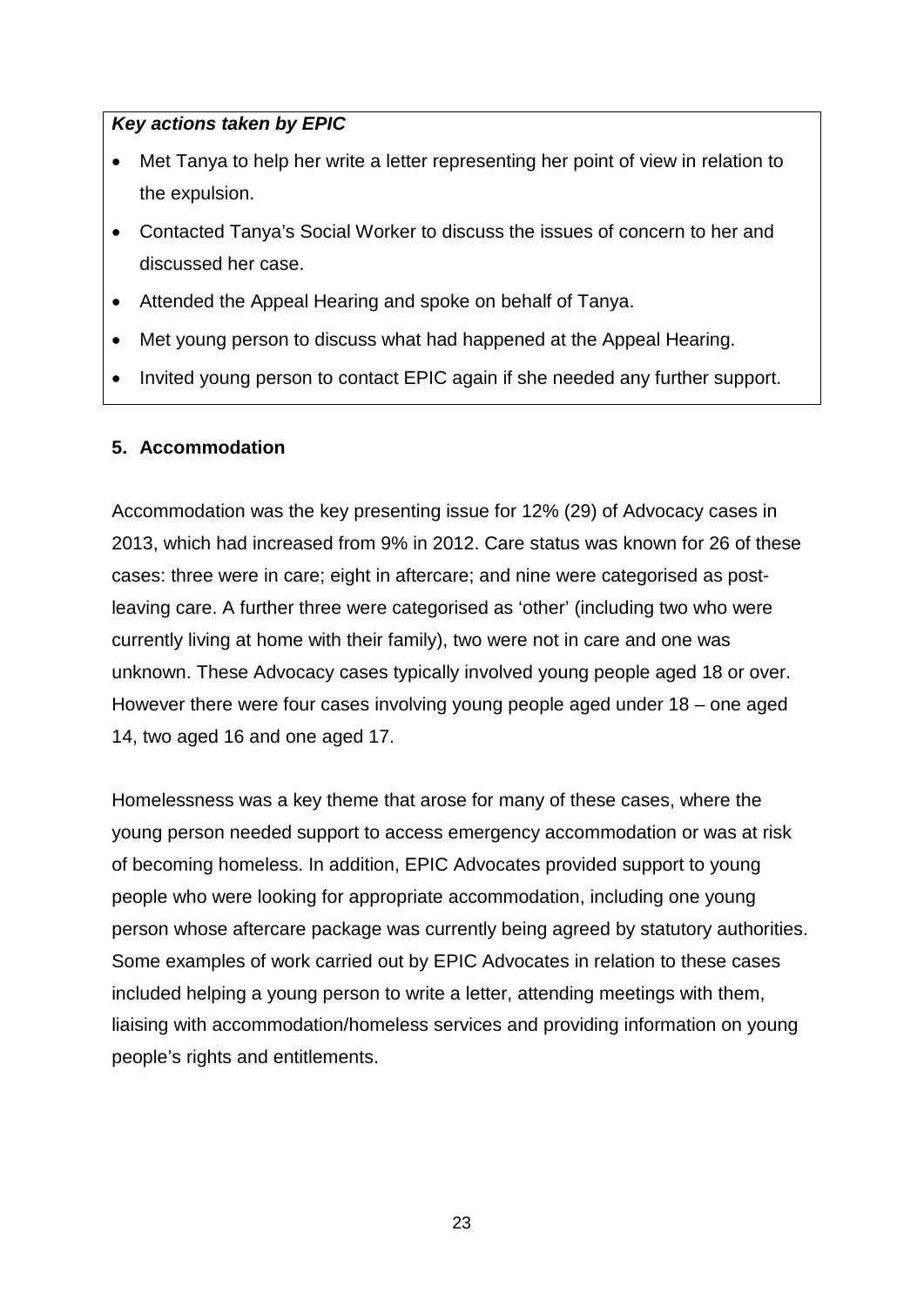***Key actions taken by EPIC***

- Met Tanya to help her write a letter representing her point of view in relation to the expulsion.
- Contacted Tanya's Social Worker to discuss the issues of concern to her and discussed her case.
- Attended the Appeal Hearing and spoke on behalf of Tanya.
- Met young person to discuss what had happened at the Appeal Hearing.
- Invited young person to contact EPIC again if she needed any further support.

### 5. Accommodation

Accommodation was the key presenting issue for 12% (29) of Advocacy cases in 2013, which had increased from 9% in 2012. Care status was known for 26 of these cases: three were in care; eight in aftercare; and nine were categorised as post-leaving care. A further three were categorised as 'other' (including two who were currently living at home with their family), two were not in care and one was unknown. These Advocacy cases typically involved young people aged 18 or over. However there were four cases involving young people aged under 18 – one aged 14, two aged 16 and one aged 17.

Homelessness was a key theme that arose for many of these cases, where the young person needed support to access emergency accommodation or was at risk of becoming homeless. In addition, EPIC Advocates provided support to young people who were looking for appropriate accommodation, including one young person whose aftercare package was currently being agreed by statutory authorities. Some examples of work carried out by EPIC Advocates in relation to these cases included helping a young person to write a letter, attending meetings with them, liaising with accommodation/homeless services and providing information on young people's rights and entitlements.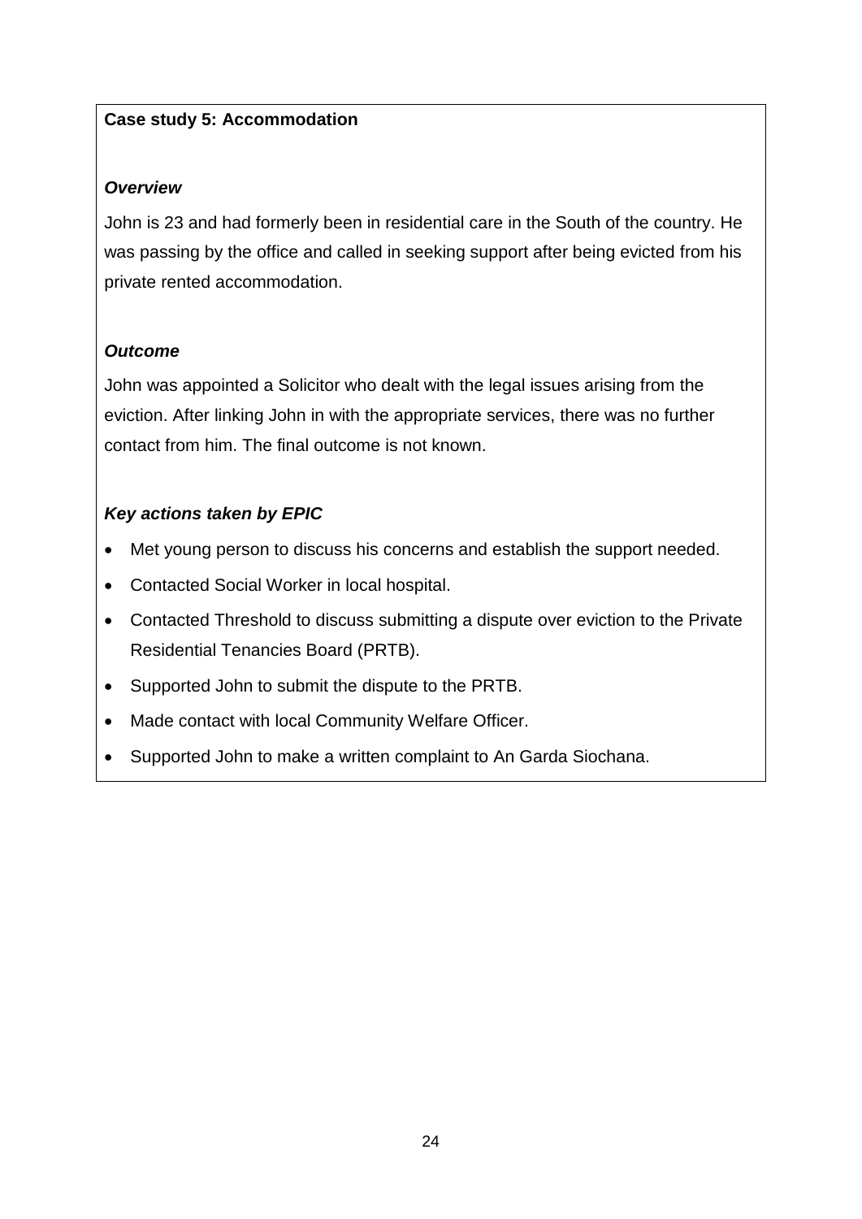**Case study 5: Accommodation**

***Overview***

John is 23 and had formerly been in residential care in the South of the country. He was passing by the office and called in seeking support after being evicted from his private rented accommodation.

***Outcome***

John was appointed a Solicitor who dealt with the legal issues arising from the eviction. After linking John in with the appropriate services, there was no further contact from him. The final outcome is not known.

***Key actions taken by EPIC***

- Met young person to discuss his concerns and establish the support needed.
- Contacted Social Worker in local hospital.
- Contacted Threshold to discuss submitting a dispute over eviction to the Private Residential Tenancies Board (PRTB).
- Supported John to submit the dispute to the PRTB.
- Made contact with local Community Welfare Officer.
- Supported John to make a written complaint to An Garda Siochana.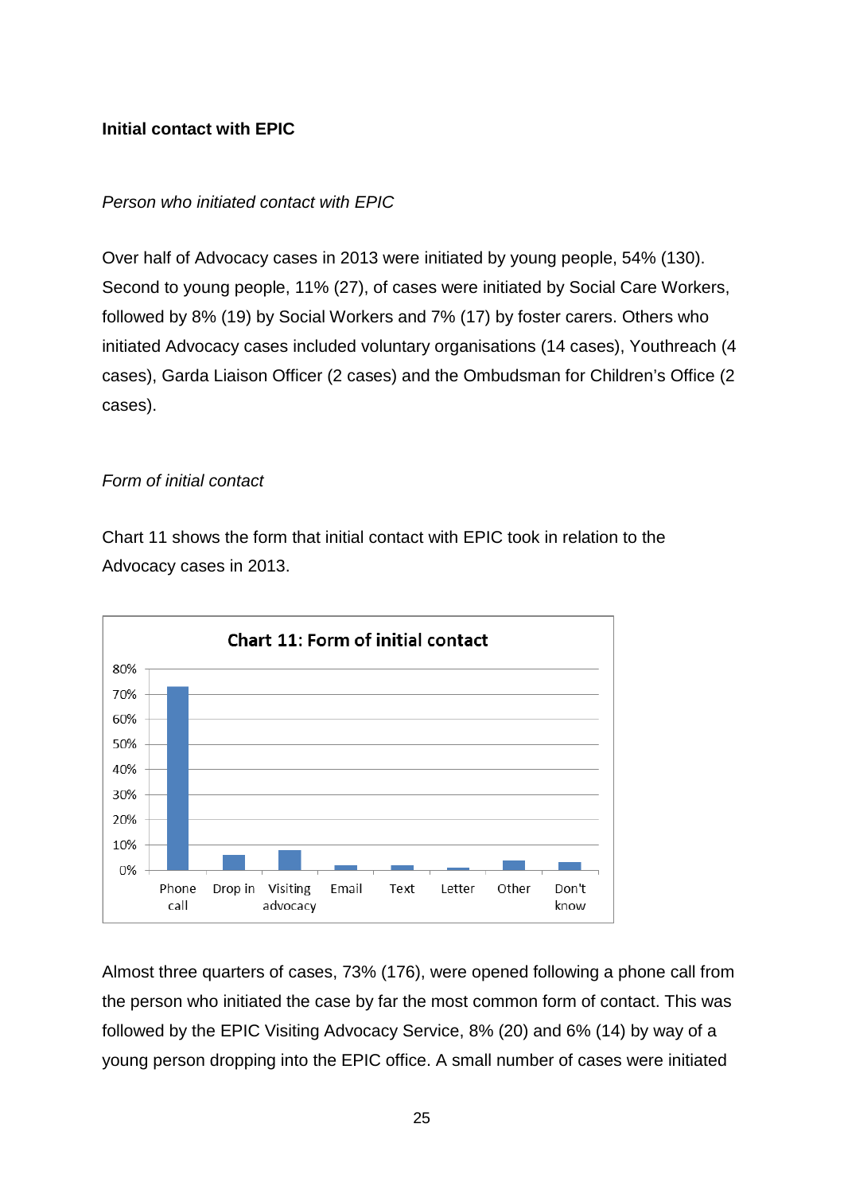**Initial contact with EPIC**

*Person who initiated contact with EPIC*

Over half of Advocacy cases in 2013 were initiated by young people, 54% (130). Second to young people, 11% (27), of cases were initiated by Social Care Workers, followed by 8% (19) by Social Workers and 7% (17) by foster carers. Others who initiated Advocacy cases included voluntary organisations (14 cases), Youthreach (4 cases), Garda Liaison Officer (2 cases) and the Ombudsman for Children's Office (2 cases).

*Form of initial contact*

Chart 11 shows the form that initial contact with EPIC took in relation to the Advocacy cases in 2013.

**Chart 11: Form of initial contact**

Almost three quarters of cases, 73% (176), were opened following a phone call from the person who initiated the case by far the most common form of contact. This was followed by the EPIC Visiting Advocacy Service, 8% (20) and 6% (14) by way of a young person dropping into the EPIC office. A small number of cases were initiated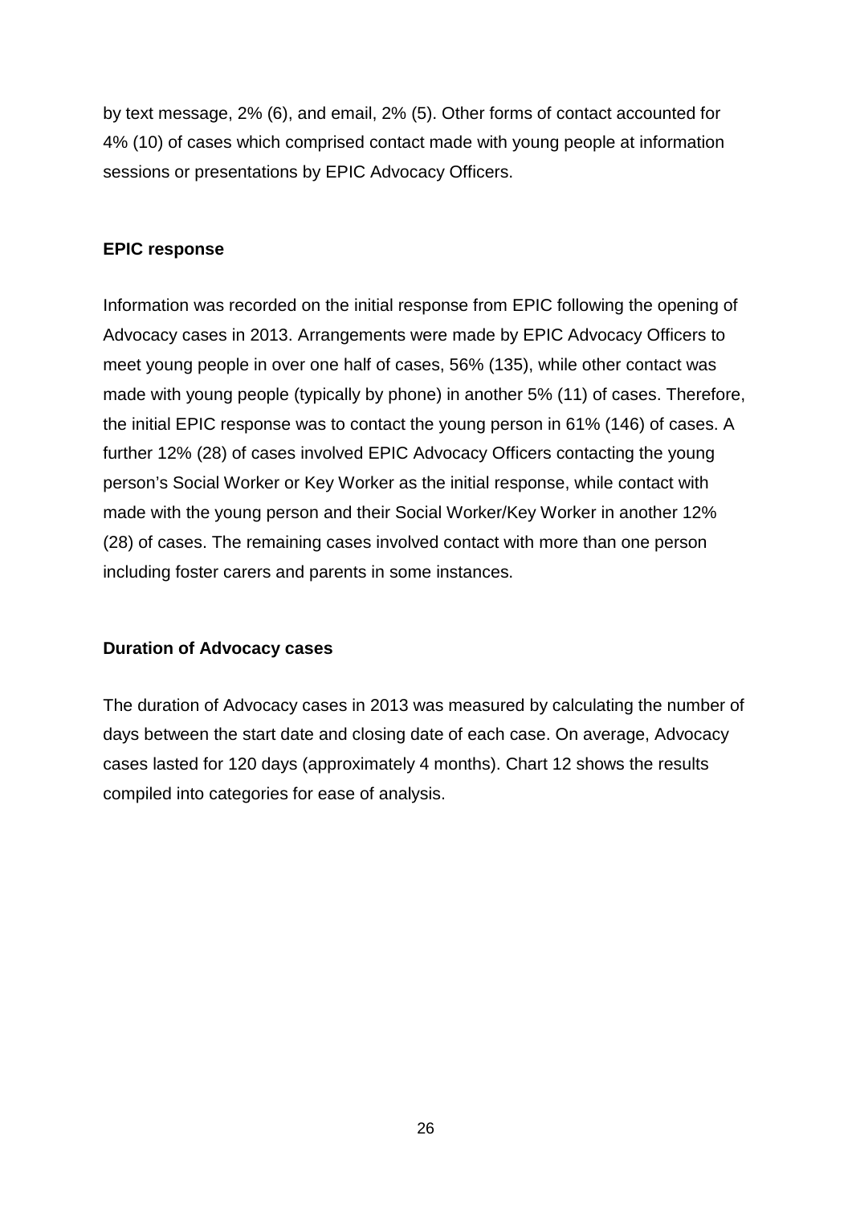by text message, 2% (6), and email, 2% (5). Other forms of contact accounted for 4% (10) of cases which comprised contact made with young people at information sessions or presentations by EPIC Advocacy Officers.

**EPIC response**

Information was recorded on the initial response from EPIC following the opening of Advocacy cases in 2013. Arrangements were made by EPIC Advocacy Officers to meet young people in over one half of cases, 56% (135), while other contact was made with young people (typically by phone) in another 5% (11) of cases. Therefore, the initial EPIC response was to contact the young person in 61% (146) of cases. A further 12% (28) of cases involved EPIC Advocacy Officers contacting the young person's Social Worker or Key Worker as the initial response, while contact with made with the young person and their Social Worker/Key Worker in another 12% (28) of cases. The remaining cases involved contact with more than one person including foster carers and parents in some instances.

**Duration of Advocacy cases**

The duration of Advocacy cases in 2013 was measured by calculating the number of days between the start date and closing date of each case. On average, Advocacy cases lasted for 120 days (approximately 4 months). Chart 12 shows the results compiled into categories for ease of analysis.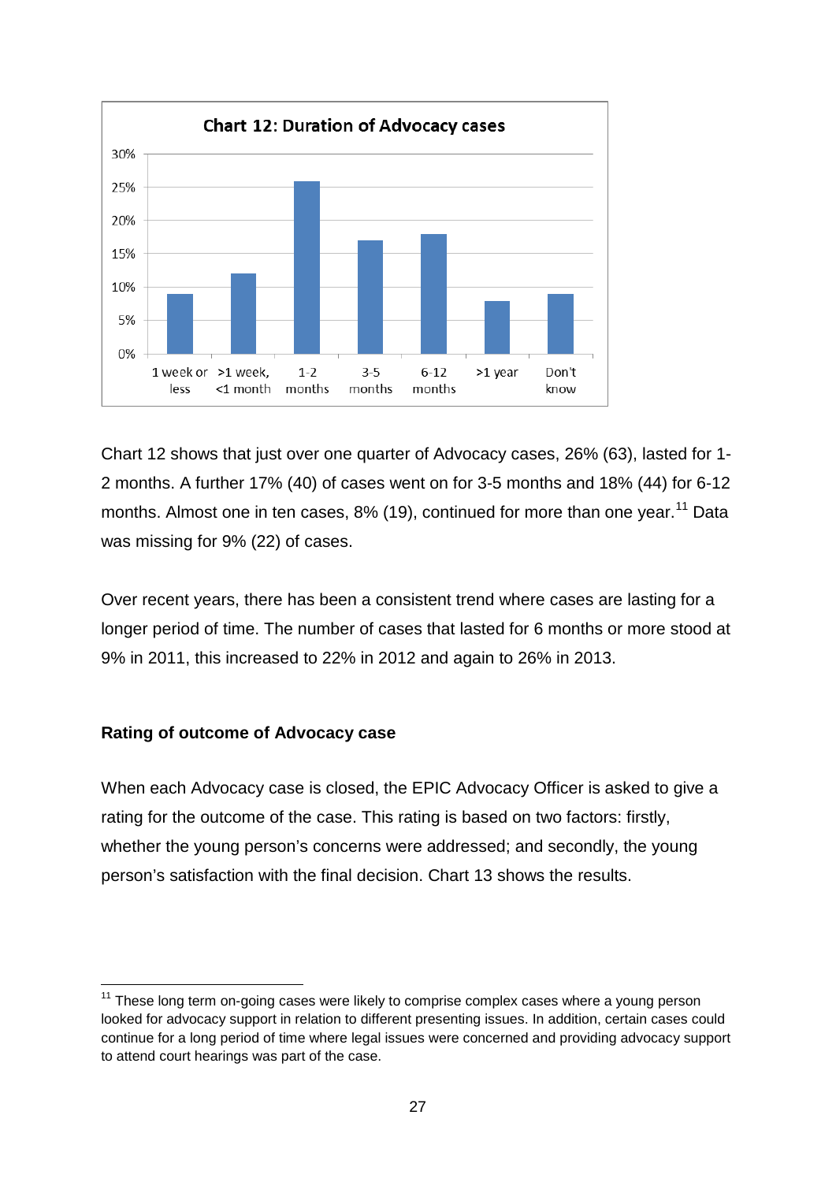**Chart 12: Duration of Advocacy cases**

| Duration | Percentage |
|---|---|
| 1 week or less | 9% |
| >1 week, <1 month | 12% |
| 1-2 months | 26% |
| 3-5 months | 17% |
| 6-12 months | 18% |
| >1 year | 8% |
| Don't know | 9% |

Chart 12 shows that just over one quarter of Advocacy cases, 26% (63), lasted for 1-2 months. A further 17% (40) of cases went on for 3-5 months and 18% (44) for 6-12 months. Almost one in ten cases, 8% (19), continued for more than one year.[11] Data was missing for 9% (22) of cases.

Over recent years, there has been a consistent trend where cases are lasting for a longer period of time. The number of cases that lasted for 6 months or more stood at 9% in 2011, this increased to 22% in 2012 and again to 26% in 2013.

### Rating of outcome of Advocacy case

When each Advocacy case is closed, the EPIC Advocacy Officer is asked to give a rating for the outcome of the case. This rating is based on two factors: firstly, whether the young person's concerns were addressed; and secondly, the young person's satisfaction with the final decision. Chart 13 shows the results.

---

[11] These long term on-going cases were likely to comprise complex cases where a young person looked for advocacy support in relation to different presenting issues. In addition, certain cases could continue for a long period of time where legal issues were concerned and providing advocacy support to attend court hearings was part of the case.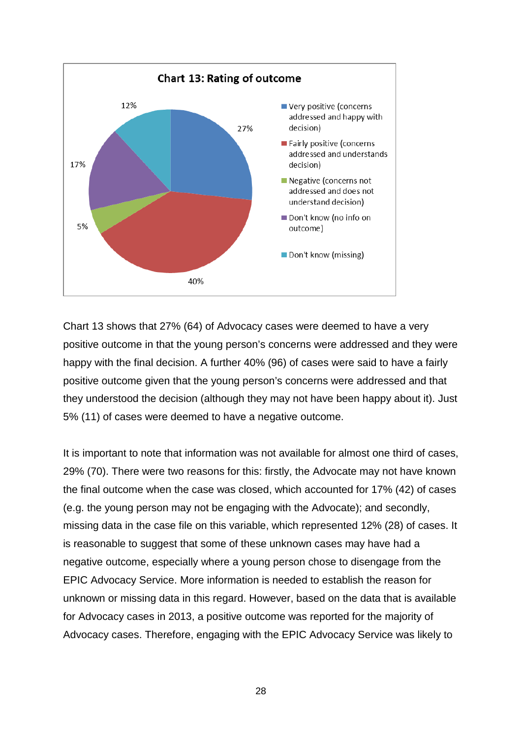**Chart 13: Rating of outcome**

| Rating | % |
|---|---|
| Very positive (concerns addressed and happy with decision) | 27% |
| Fairly positive (concerns addressed and understands decision) | 40% |
| Negative (concerns not addressed and does not understand decision) | 5% |
| Don't know (no info on outcome) | 17% |
| Don't know (missing) | 12% |

Chart 13 shows that 27% (64) of Advocacy cases were deemed to have a very positive outcome in that the young person's concerns were addressed and they were happy with the final decision. A further 40% (96) of cases were said to have a fairly positive outcome given that the young person's concerns were addressed and that they understood the decision (although they may not have been happy about it). Just 5% (11) of cases were deemed to have a negative outcome.

It is important to note that information was not available for almost one third of cases, 29% (70). There were two reasons for this: firstly, the Advocate may not have known the final outcome when the case was closed, which accounted for 17% (42) of cases (e.g. the young person may not be engaging with the Advocate); and secondly, missing data in the case file on this variable, which represented 12% (28) of cases. It is reasonable to suggest that some of these unknown cases may have had a negative outcome, especially where a young person chose to disengage from the EPIC Advocacy Service. More information is needed to establish the reason for unknown or missing data in this regard. However, based on the data that is available for Advocacy cases in 2013, a positive outcome was reported for the majority of Advocacy cases. Therefore, engaging with the EPIC Advocacy Service was likely to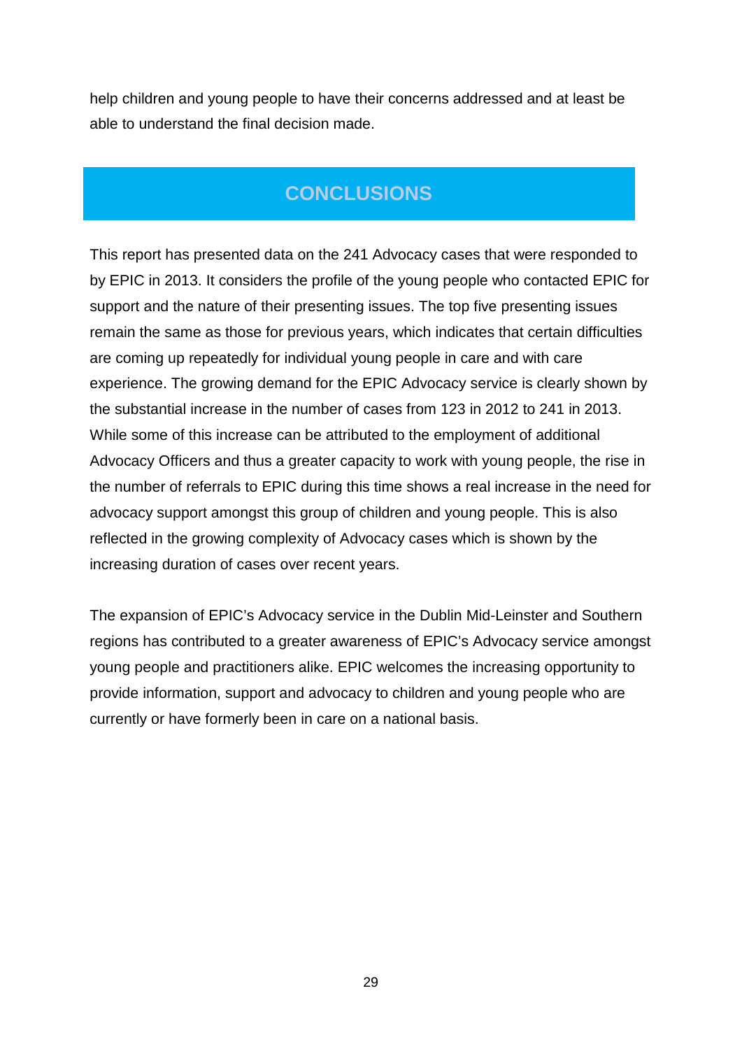help children and young people to have their concerns addressed and at least be able to understand the final decision made.

## CONCLUSIONS

This report has presented data on the 241 Advocacy cases that were responded to by EPIC in 2013. It considers the profile of the young people who contacted EPIC for support and the nature of their presenting issues. The top five presenting issues remain the same as those for previous years, which indicates that certain difficulties are coming up repeatedly for individual young people in care and with care experience. The growing demand for the EPIC Advocacy service is clearly shown by the substantial increase in the number of cases from 123 in 2012 to 241 in 2013. While some of this increase can be attributed to the employment of additional Advocacy Officers and thus a greater capacity to work with young people, the rise in the number of referrals to EPIC during this time shows a real increase in the need for advocacy support amongst this group of children and young people. This is also reflected in the growing complexity of Advocacy cases which is shown by the increasing duration of cases over recent years.

The expansion of EPIC's Advocacy service in the Dublin Mid-Leinster and Southern regions has contributed to a greater awareness of EPIC's Advocacy service amongst young people and practitioners alike. EPIC welcomes the increasing opportunity to provide information, support and advocacy to children and young people who are currently or have formerly been in care on a national basis.